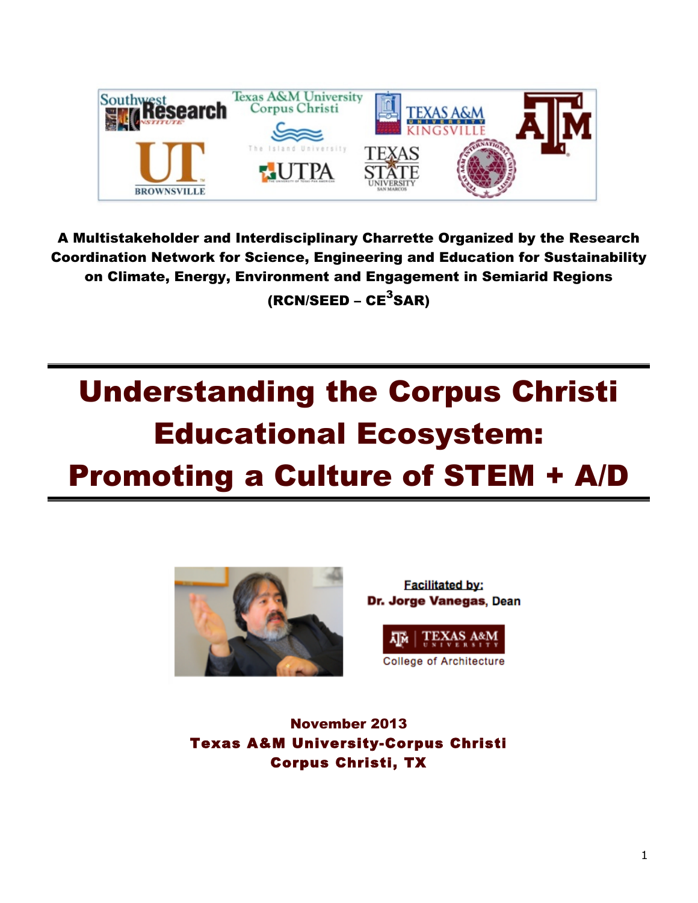A Multistakeholder and Interdisciplinary Charrette Organized by the Research Coordination Network for Science, Engineering and Education for Sustainability on Climate, Energy, Environment and Engagement in Semiarid Regions (RCN/SEED – CE$^3$SAR)

# Understanding the Corpus Christi Educational Ecosystem: Promoting a Culture of STEM + A/D

**Facilitated by:**
**Dr. Jorge Vanegas**, Dean

Texas A&M University
College of Architecture

**November 2013**
**Texas A&M University-Corpus Christi**
**Corpus Christi, TX**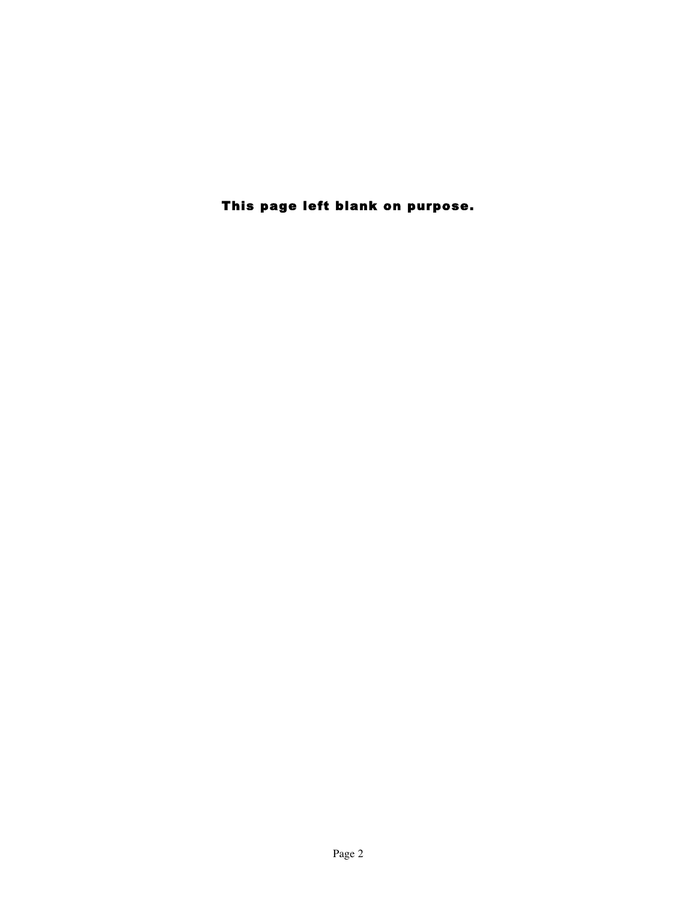**This page left blank on purpose.**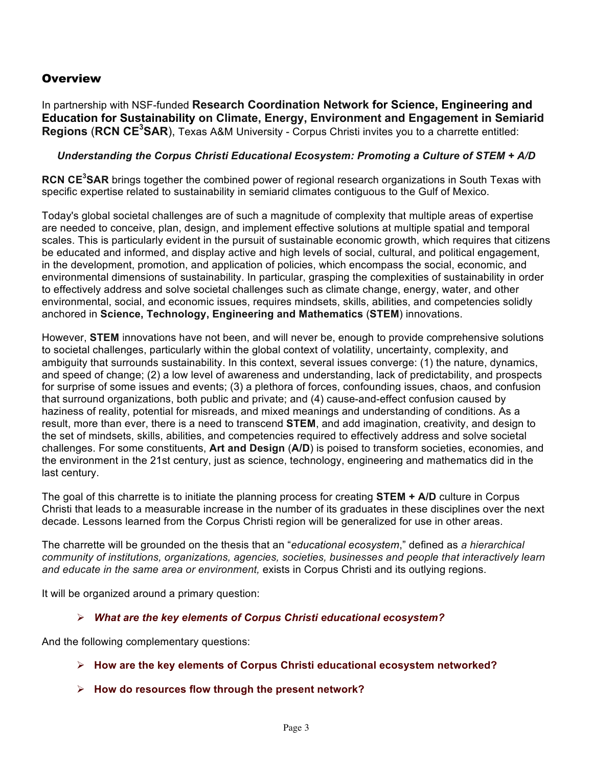## Overview

In partnership with NSF-funded **Research Coordination Network for Science, Engineering and Education for Sustainability on Climate, Energy, Environment and Engagement in Semiarid Regions** (**RCN CE$^3$SAR**), Texas A&M University - Corpus Christi invites you to a charrette entitled:

***Understanding the Corpus Christi Educational Ecosystem: Promoting a Culture of STEM + A/D***

**RCN CE$^3$SAR** brings together the combined power of regional research organizations in South Texas with specific expertise related to sustainability in semiarid climates contiguous to the Gulf of Mexico.

Today's global societal challenges are of such a magnitude of complexity that multiple areas of expertise are needed to conceive, plan, design, and implement effective solutions at multiple spatial and temporal scales. This is particularly evident in the pursuit of sustainable economic growth, which requires that citizens be educated and informed, and display active and high levels of social, cultural, and political engagement, in the development, promotion, and application of policies, which encompass the social, economic, and environmental dimensions of sustainability. In particular, grasping the complexities of sustainability in order to effectively address and solve societal challenges such as climate change, energy, water, and other environmental, social, and economic issues, requires mindsets, skills, abilities, and competencies solidly anchored in **Science, Technology, Engineering and Mathematics** (**STEM**) innovations.

However, **STEM** innovations have not been, and will never be, enough to provide comprehensive solutions to societal challenges, particularly within the global context of volatility, uncertainty, complexity, and ambiguity that surrounds sustainability. In this context, several issues converge: (1) the nature, dynamics, and speed of change; (2) a low level of awareness and understanding, lack of predictability, and prospects for surprise of some issues and events; (3) a plethora of forces, confounding issues, chaos, and confusion that surround organizations, both public and private; and (4) cause-and-effect confusion caused by haziness of reality, potential for misreads, and mixed meanings and understanding of conditions. As a result, more than ever, there is a need to transcend **STEM**, and add imagination, creativity, and design to the set of mindsets, skills, abilities, and competencies required to effectively address and solve societal challenges. For some constituents, **Art and Design** (**A/D**) is poised to transform societies, economies, and the environment in the 21st century, just as science, technology, engineering and mathematics did in the last century.

The goal of this charrette is to initiate the planning process for creating **STEM + A/D** culture in Corpus Christi that leads to a measurable increase in the number of its graduates in these disciplines over the next decade. Lessons learned from the Corpus Christi region will be generalized for use in other areas.

The charrette will be grounded on the thesis that an "*educational ecosystem*," defined as *a hierarchical community of institutions, organizations, agencies, societies, businesses and people that interactively learn and educate in the same area or environment,* exists in Corpus Christi and its outlying regions.

It will be organized around a primary question:

- ***What are the key elements of Corpus Christi educational ecosystem?***

And the following complementary questions:

- **How are the key elements of Corpus Christi educational ecosystem networked?**
- **How do resources flow through the present network?**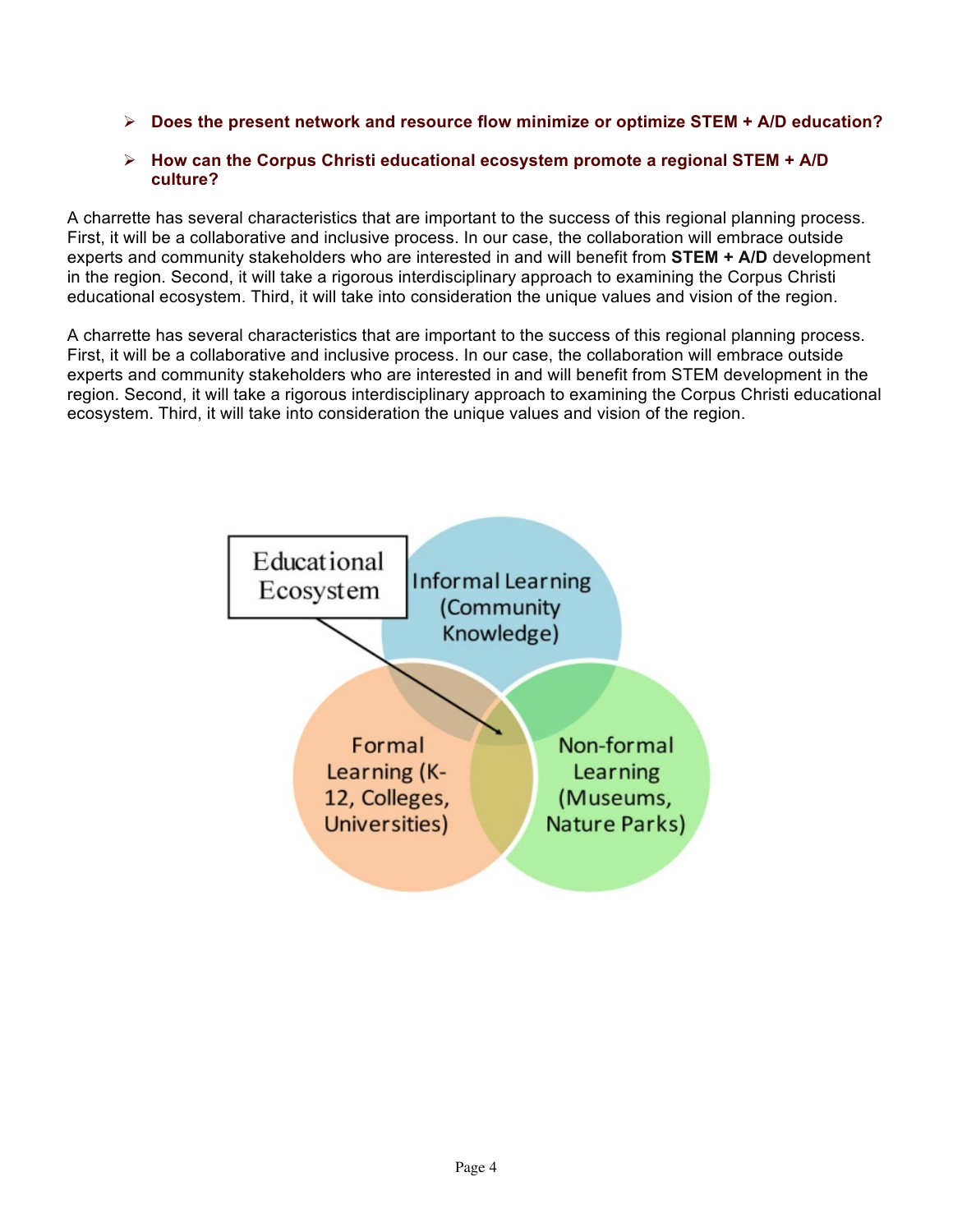- **Does the present network and resource flow minimize or optimize STEM + A/D education?**
- **How can the Corpus Christi educational ecosystem promote a regional STEM + A/D culture?**

A charrette has several characteristics that are important to the success of this regional planning process. First, it will be a collaborative and inclusive process. In our case, the collaboration will embrace outside experts and community stakeholders who are interested in and will benefit from **STEM + A/D** development in the region. Second, it will take a rigorous interdisciplinary approach to examining the Corpus Christi educational ecosystem. Third, it will take into consideration the unique values and vision of the region.

A charrette has several characteristics that are important to the success of this regional planning process. First, it will be a collaborative and inclusive process. In our case, the collaboration will embrace outside experts and community stakeholders who are interested in and will benefit from STEM development in the region. Second, it will take a rigorous interdisciplinary approach to examining the Corpus Christi educational ecosystem. Third, it will take into consideration the unique values and vision of the region.

Educational Ecosystem

Informal Learning (Community Knowledge)

Formal Learning (K-12, Colleges, Universities)

Non-formal Learning (Museums, Nature Parks)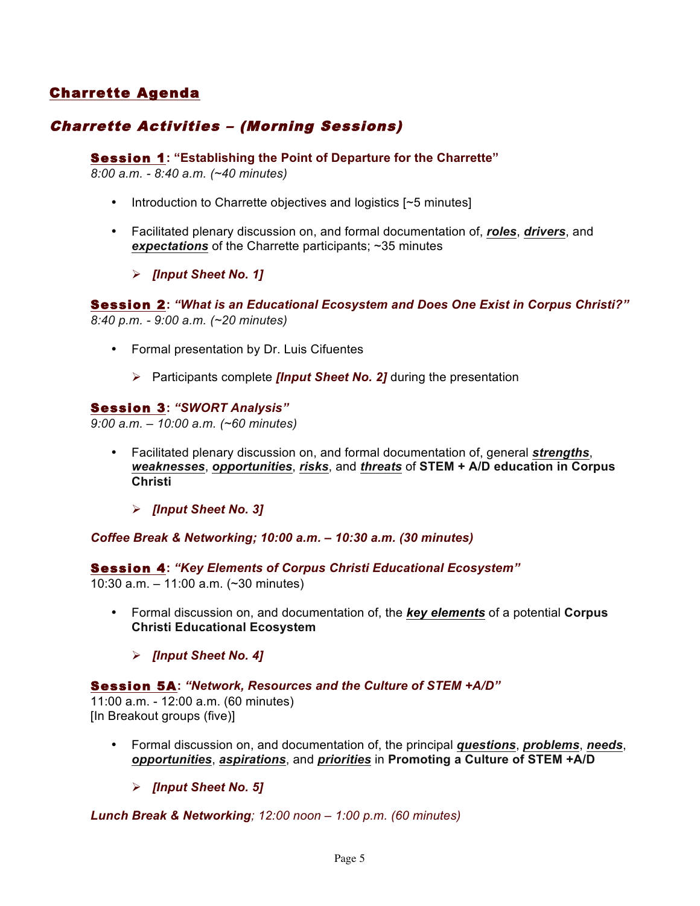## Charrette Agenda

### *Charrette Activities – (Morning Sessions)*

**Session 1: "Establishing the Point of Departure for the Charrette"**
*8:00 a.m. - 8:40 a.m. (~40 minutes)*

- Introduction to Charrette objectives and logistics [~5 minutes]
- Facilitated plenary discussion on, and formal documentation of, ***roles***, ***drivers***, and ***expectations*** of the Charrette participants; ~35 minutes
  - ***[Input Sheet No. 1]***

**Session 2: *"What is an Educational Ecosystem and Does One Exist in Corpus Christi?"***
*8:40 p.m. - 9:00 a.m. (~20 minutes)*

- Formal presentation by Dr. Luis Cifuentes
  - Participants complete ***[Input Sheet No. 2]*** during the presentation

**Session 3: *"SWORT Analysis"***
*9:00 a.m. – 10:00 a.m. (~60 minutes)*

- Facilitated plenary discussion on, and formal documentation of, general ***strengths***, ***weaknesses***, ***opportunities***, ***risks***, and ***threats*** of **STEM + A/D education in Corpus Christi**
  - ***[Input Sheet No. 3]***

***Coffee Break & Networking; 10:00 a.m. – 10:30 a.m. (30 minutes)***

**Session 4: *"Key Elements of Corpus Christi Educational Ecosystem"***
10:30 a.m. – 11:00 a.m. (~30 minutes)

- Formal discussion on, and documentation of, the ***key elements*** of a potential **Corpus Christi Educational Ecosystem**
  - ***[Input Sheet No. 4]***

**Session 5A: *"Network, Resources and the Culture of STEM +A/D"***
11:00 a.m. - 12:00 a.m. (60 minutes)
[In Breakout groups (five)]

- Formal discussion on, and documentation of, the principal ***questions***, ***problems***, ***needs***, ***opportunities***, ***aspirations***, and ***priorities*** in **Promoting a Culture of STEM +A/D**
  - ***[Input Sheet No. 5]***

***Lunch Break & Networking**; 12:00 noon – 1:00 p.m. (60 minutes)*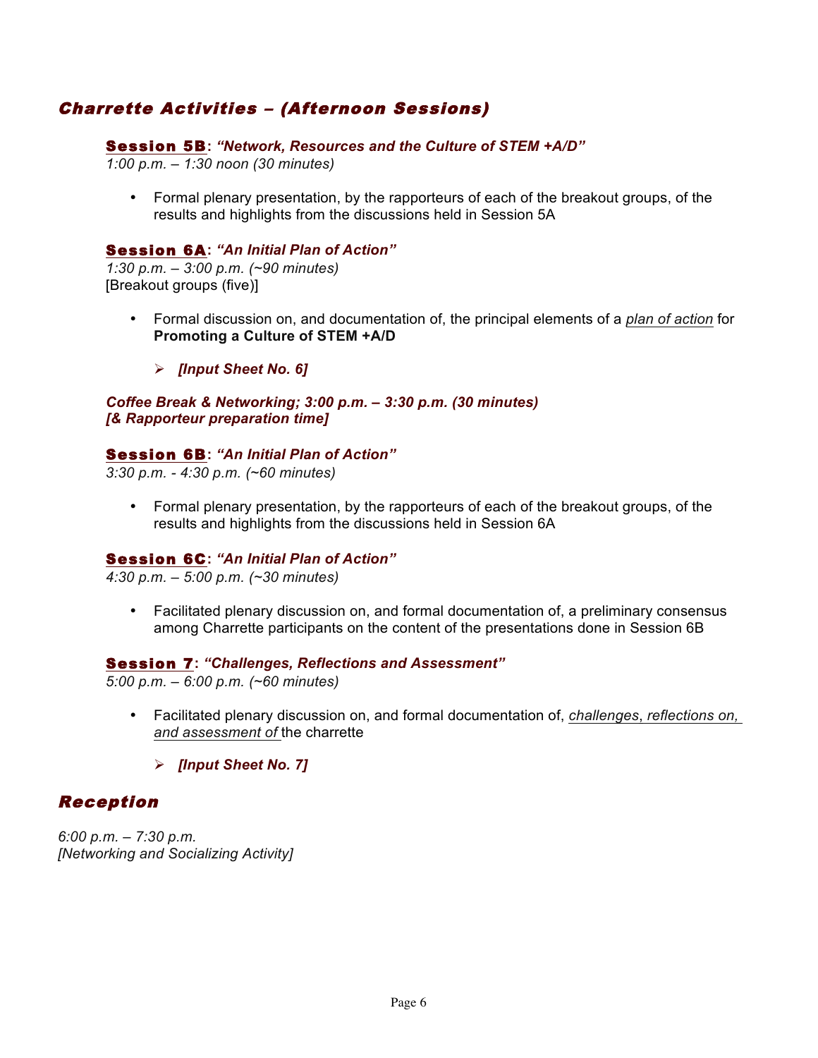## *Charrette Activities – (Afternoon Sessions)*

### Session 5B: *"Network, Resources and the Culture of STEM +A/D"*

*1:00 p.m. – 1:30 noon (30 minutes)*

- Formal plenary presentation, by the rapporteurs of each of the breakout groups, of the results and highlights from the discussions held in Session 5A

### Session 6A: *"An Initial Plan of Action"*

*1:30 p.m. – 3:00 p.m. (~90 minutes)*
[Breakout groups (five)]

- Formal discussion on, and documentation of, the principal elements of a *plan of action* for **Promoting a Culture of STEM +A/D**
  - ***[Input Sheet No. 6]***

***Coffee Break & Networking; 3:00 p.m. – 3:30 p.m. (30 minutes)***
***[& Rapporteur preparation time]***

### Session 6B: *"An Initial Plan of Action"*

*3:30 p.m. - 4:30 p.m. (~60 minutes)*

- Formal plenary presentation, by the rapporteurs of each of the breakout groups, of the results and highlights from the discussions held in Session 6A

### Session 6C: *"An Initial Plan of Action"*

*4:30 p.m. – 5:00 p.m. (~30 minutes)*

- Facilitated plenary discussion on, and formal documentation of, a preliminary consensus among Charrette participants on the content of the presentations done in Session 6B

### Session 7: *"Challenges, Reflections and Assessment"*

*5:00 p.m. – 6:00 p.m. (~60 minutes)*

- Facilitated plenary discussion on, and formal documentation of, *challenges*, *reflections on, and assessment of* the charrette
  - ***[Input Sheet No. 7]***

## *Reception*

*6:00 p.m. – 7:30 p.m.*
*[Networking and Socializing Activity]*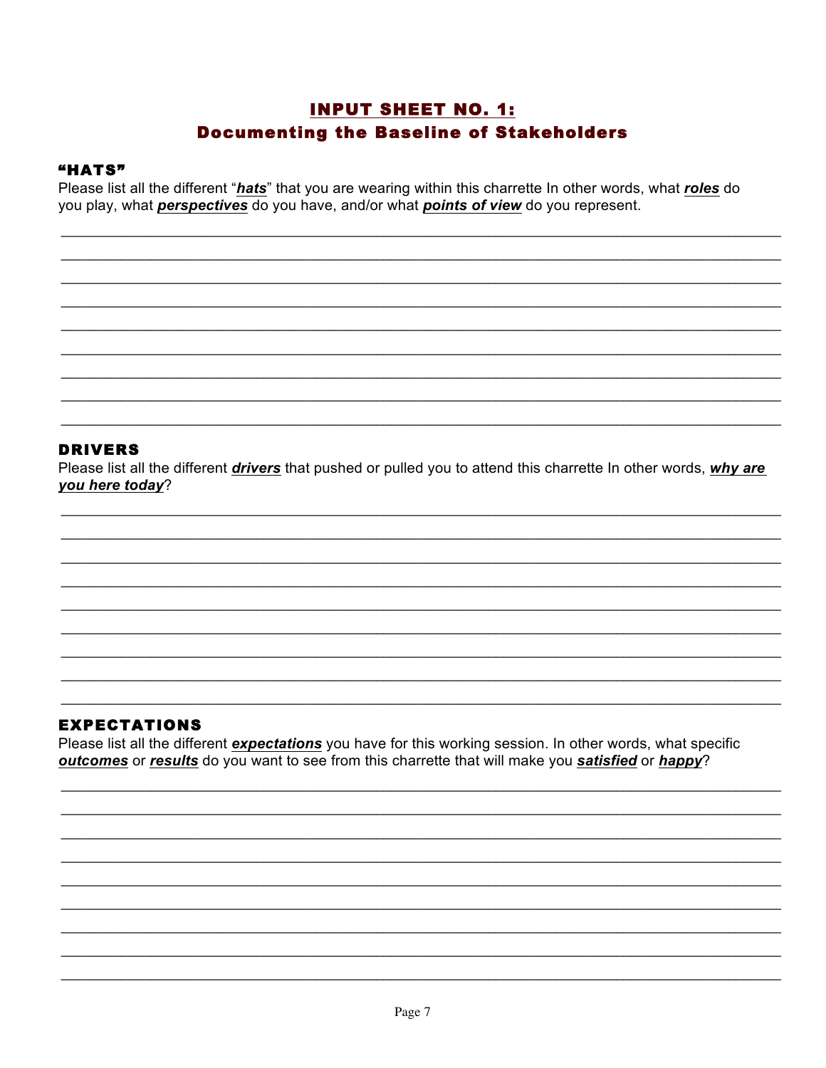## INPUT SHEET NO. 1:
## Documenting the Baseline of Stakeholders

### "HATS"

Please list all the different "***hats***" that you are wearing within this charrette In other words, what ***roles*** do you play, what ***perspectives*** do you have, and/or what ***points of view*** do you represent.

### DRIVERS

Please list all the different ***drivers*** that pushed or pulled you to attend this charrette In other words, ***why are you here today***?

### EXPECTATIONS

Please list all the different ***expectations*** you have for this working session. In other words, what specific ***outcomes*** or ***results*** do you want to see from this charrette that will make you ***satisfied*** or ***happy***?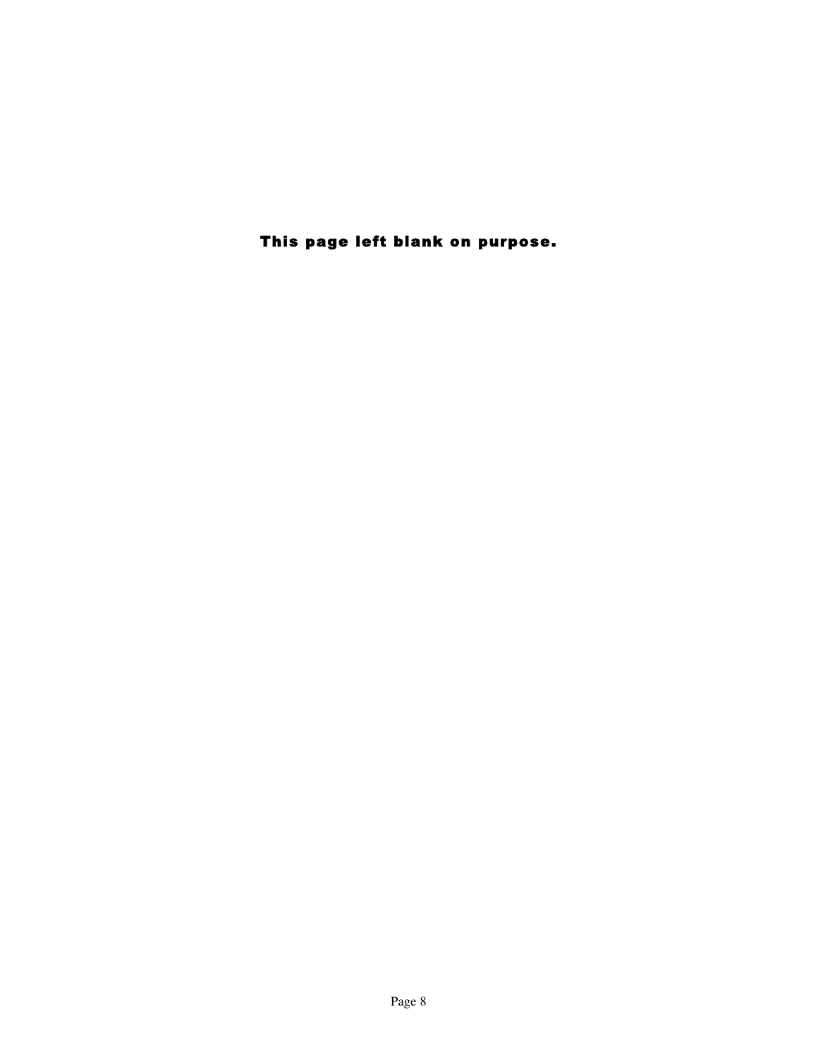**This page left blank on purpose.**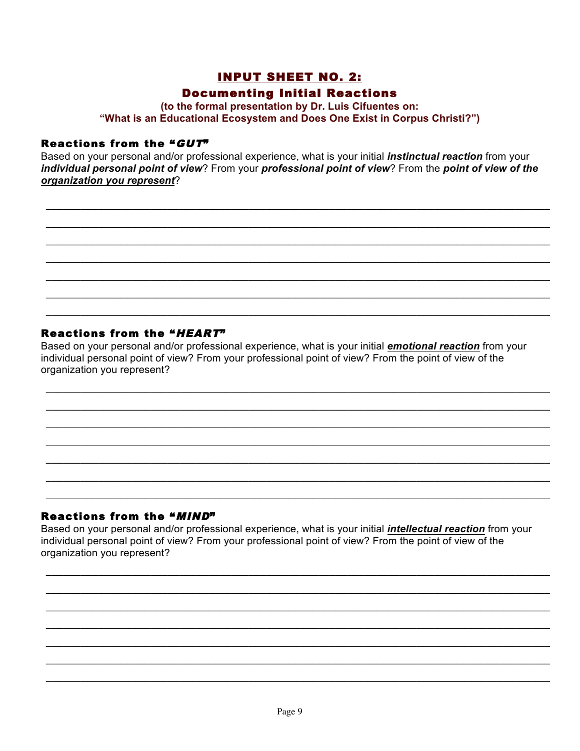## INPUT SHEET NO. 2:

### Documenting Initial Reactions

**(to the formal presentation by Dr. Luis Cifuentes on:**
**"What is an Educational Ecosystem and Does One Exist in Corpus Christi?")**

#### Reactions from the "*GUT*"

Based on your personal and/or professional experience, what is your initial ***instinctual reaction*** from your ***individual personal point of view***? From your ***professional point of view***? From the ***point of view of the organization you represent***?

_______________________________________________________________________________

_______________________________________________________________________________

_______________________________________________________________________________

_______________________________________________________________________________

_______________________________________________________________________________

_______________________________________________________________________________

_______________________________________________________________________________

#### Reactions from the "*HEART*"

Based on your personal and/or professional experience, what is your initial ***emotional reaction*** from your individual personal point of view? From your professional point of view? From the point of view of the organization you represent?

_______________________________________________________________________________

_______________________________________________________________________________

_______________________________________________________________________________

_______________________________________________________________________________

_______________________________________________________________________________

_______________________________________________________________________________

_______________________________________________________________________________

#### Reactions from the "*MIND*"

Based on your personal and/or professional experience, what is your initial ***intellectual reaction*** from your individual personal point of view? From your professional point of view? From the point of view of the organization you represent?

_______________________________________________________________________________

_______________________________________________________________________________

_______________________________________________________________________________

_______________________________________________________________________________

_______________________________________________________________________________

_______________________________________________________________________________

_______________________________________________________________________________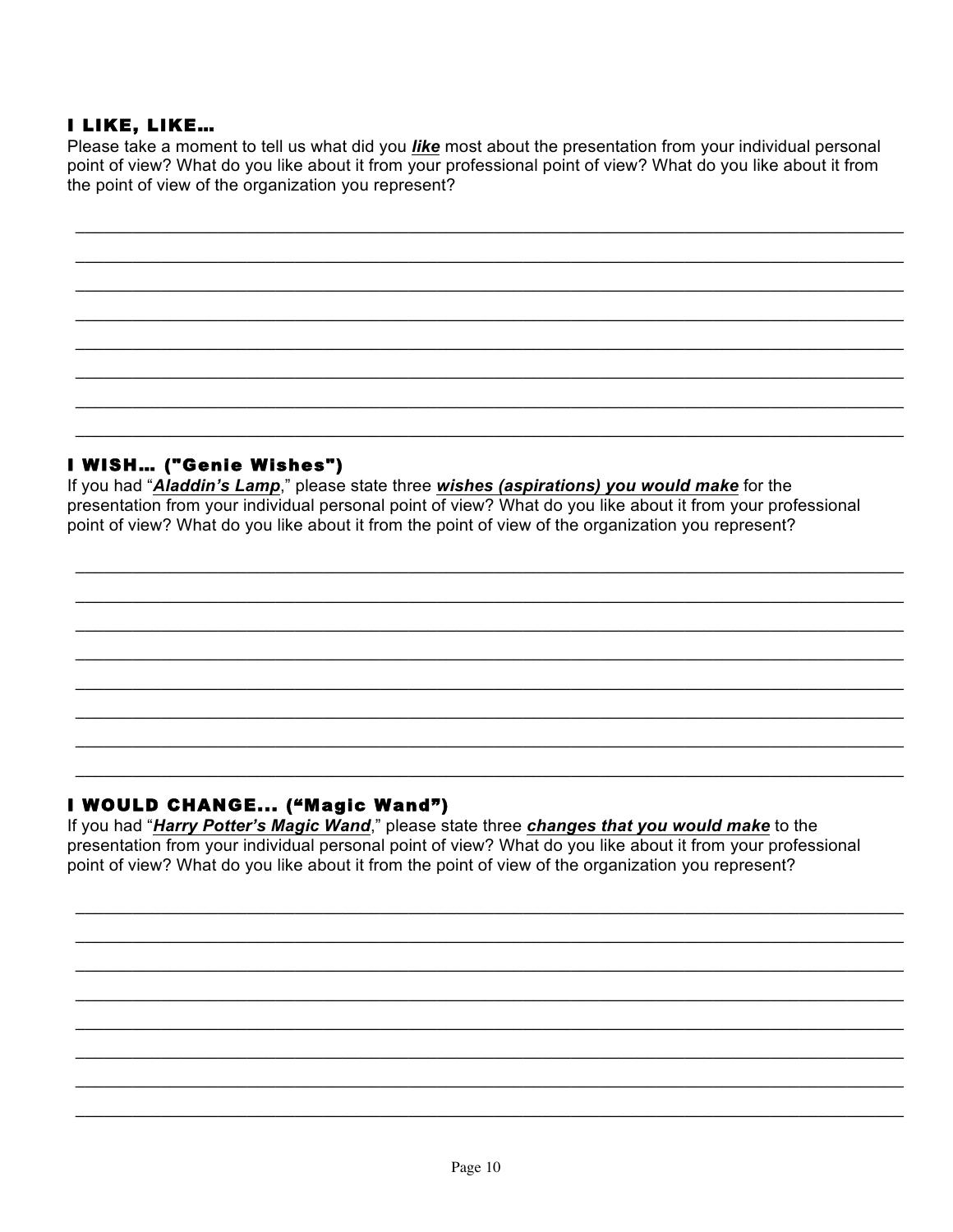### I LIKE, LIKE…

Please take a moment to tell us what did you ***like*** most about the presentation from your individual personal point of view? What do you like about it from your professional point of view? What do you like about it from the point of view of the organization you represent?

________________________________________________________________________________________

________________________________________________________________________________________

________________________________________________________________________________________

________________________________________________________________________________________

________________________________________________________________________________________

________________________________________________________________________________________

________________________________________________________________________________________

________________________________________________________________________________________

### I WISH… ("Genie Wishes")

If you had "***Aladdin's Lamp***," please state three ***wishes (aspirations) you would make*** for the presentation from your individual personal point of view? What do you like about it from your professional point of view? What do you like about it from the point of view of the organization you represent?

________________________________________________________________________________________

________________________________________________________________________________________

________________________________________________________________________________________

________________________________________________________________________________________

________________________________________________________________________________________

________________________________________________________________________________________

________________________________________________________________________________________

________________________________________________________________________________________

### I WOULD CHANGE… ("Magic Wand")

If you had "***Harry Potter's Magic Wand***," please state three ***changes that you would make*** to the presentation from your individual personal point of view? What do you like about it from your professional point of view? What do you like about it from the point of view of the organization you represent?

________________________________________________________________________________________

________________________________________________________________________________________

________________________________________________________________________________________

________________________________________________________________________________________

________________________________________________________________________________________

________________________________________________________________________________________

________________________________________________________________________________________

________________________________________________________________________________________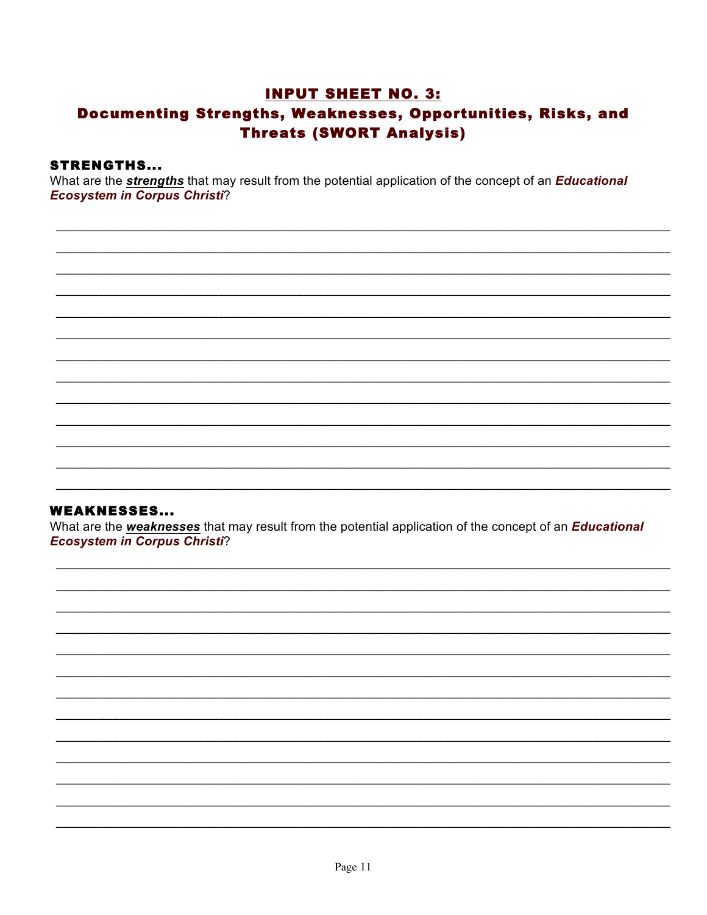## INPUT SHEET NO. 3:
## Documenting Strengths, Weaknesses, Opportunities, Risks, and Threats (SWORT Analysis)

### STRENGTHS...

What are the ***strengths*** that may result from the potential application of the concept of an ***Educational Ecosystem in Corpus Christi***?

___________________________________________________________________________

___________________________________________________________________________

___________________________________________________________________________

___________________________________________________________________________

___________________________________________________________________________

___________________________________________________________________________

___________________________________________________________________________

___________________________________________________________________________

___________________________________________________________________________

___________________________________________________________________________

___________________________________________________________________________

___________________________________________________________________________

___________________________________________________________________________

### WEAKNESSES...

What are the ***weaknesses*** that may result from the potential application of the concept of an ***Educational Ecosystem in Corpus Christi***?

___________________________________________________________________________

___________________________________________________________________________

___________________________________________________________________________

___________________________________________________________________________

___________________________________________________________________________

___________________________________________________________________________

___________________________________________________________________________

___________________________________________________________________________

___________________________________________________________________________

___________________________________________________________________________

___________________________________________________________________________

___________________________________________________________________________

___________________________________________________________________________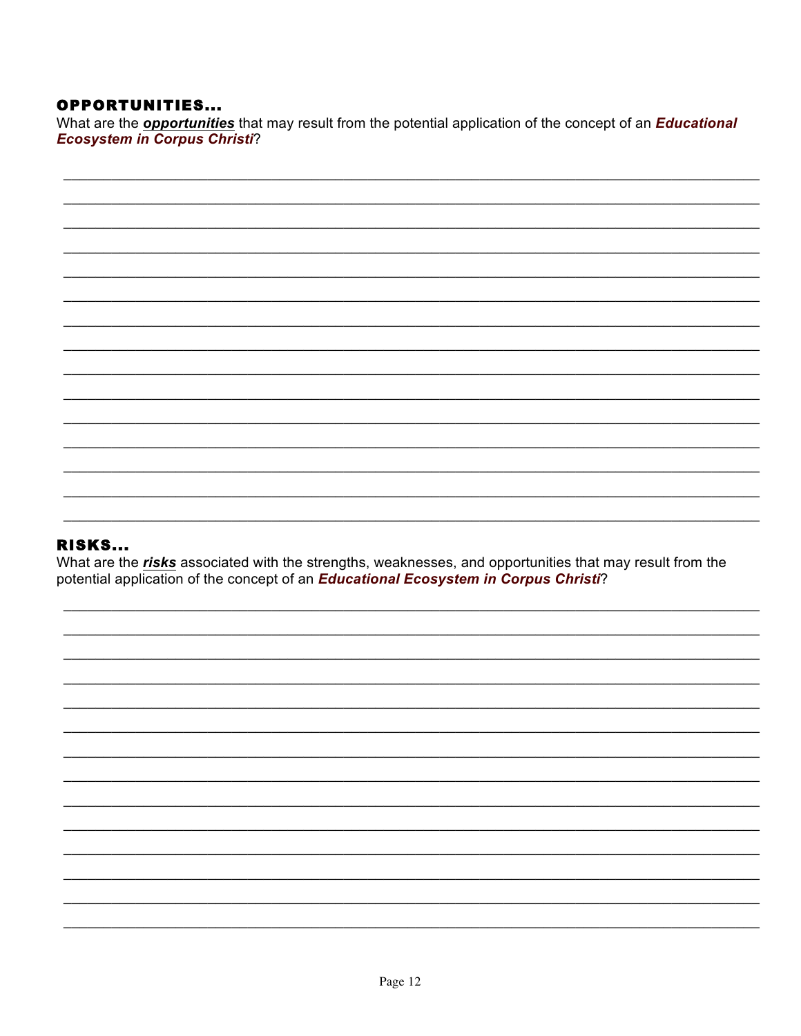## OPPORTUNITIES…

What are the ***opportunities*** that may result from the potential application of the concept of an ***Educational Ecosystem in Corpus Christi***?

## RISKS…

What are the ***risks*** associated with the strengths, weaknesses, and opportunities that may result from the potential application of the concept of an ***Educational Ecosystem in Corpus Christi***?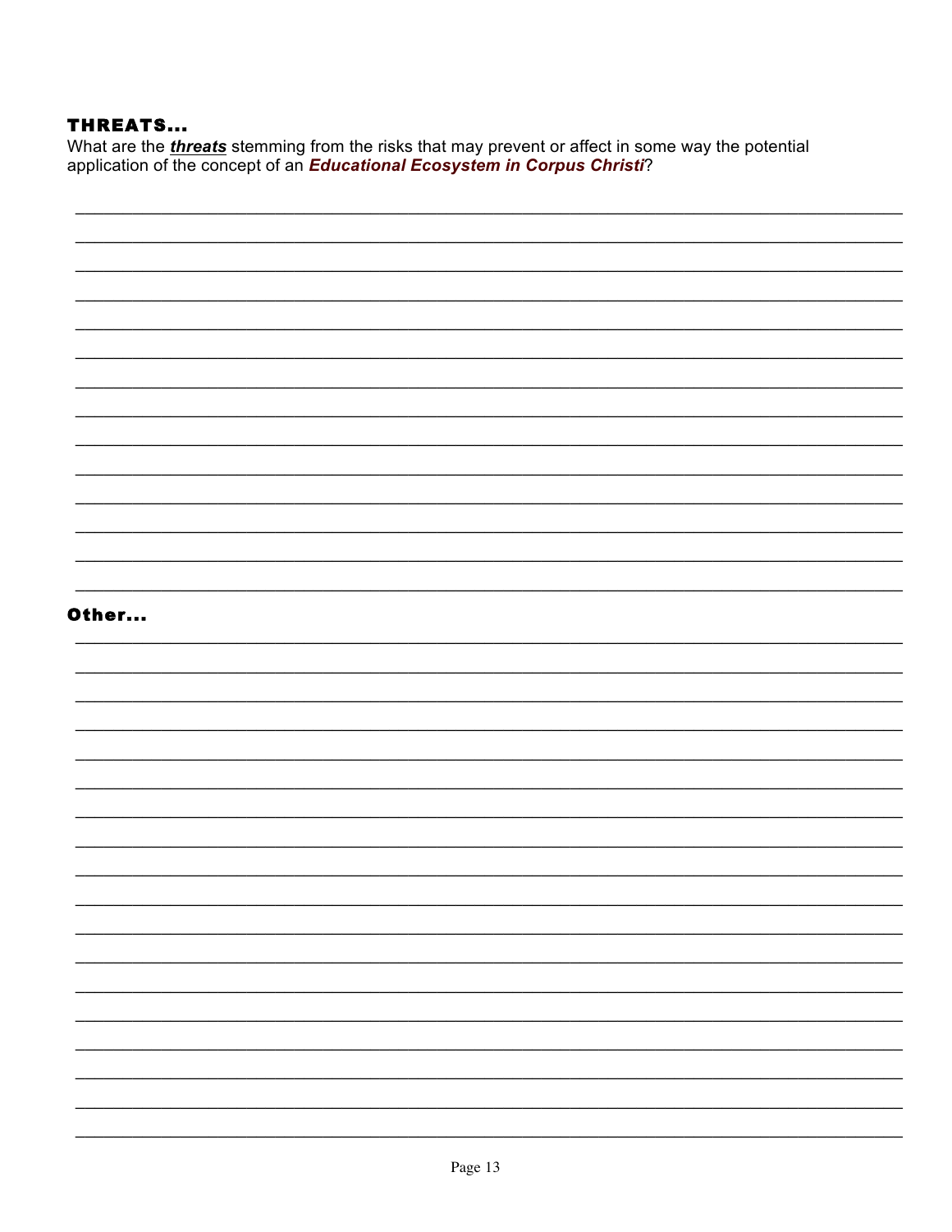## THREATS...

What are the ***threats*** stemming from the risks that may prevent or affect in some way the potential application of the concept of an ***Educational Ecosystem in Corpus Christi***?

## Other...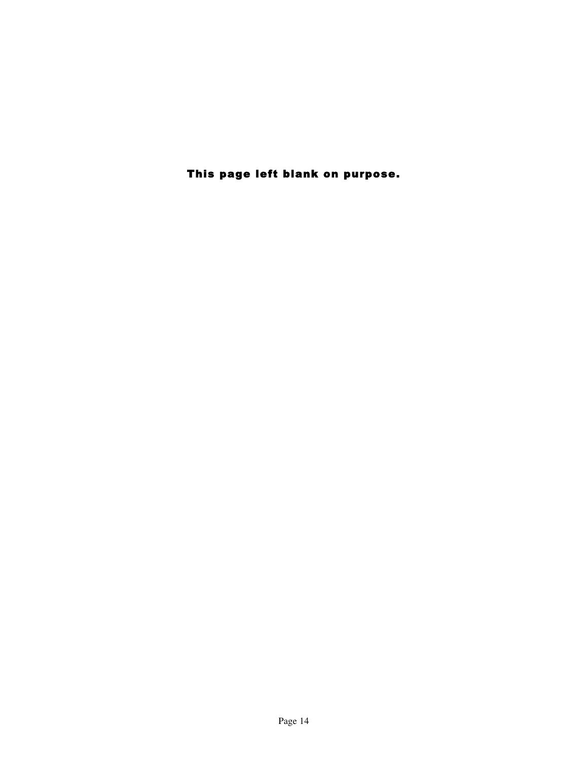**This page left blank on purpose.**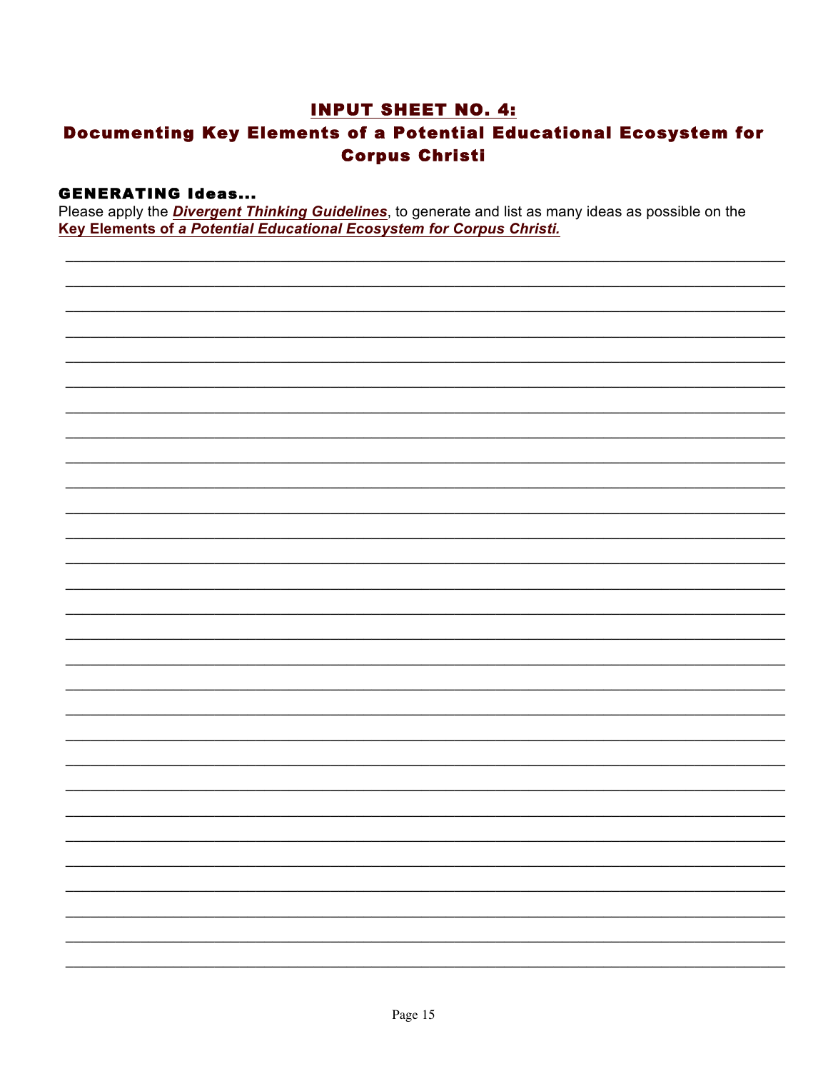## INPUT SHEET NO. 4:

## Documenting Key Elements of a Potential Educational Ecosystem for Corpus Christi

### GENERATING Ideas...

Please apply the ***Divergent Thinking Guidelines***, to generate and list as many ideas as possible on the **Key Elements of *a Potential Educational Ecosystem for Corpus Christi.***

______________________________________________________________________________

______________________________________________________________________________

______________________________________________________________________________

______________________________________________________________________________

______________________________________________________________________________

______________________________________________________________________________

______________________________________________________________________________

______________________________________________________________________________

______________________________________________________________________________

______________________________________________________________________________

______________________________________________________________________________

______________________________________________________________________________

______________________________________________________________________________

______________________________________________________________________________

______________________________________________________________________________

______________________________________________________________________________

______________________________________________________________________________

______________________________________________________________________________

______________________________________________________________________________

______________________________________________________________________________

______________________________________________________________________________

______________________________________________________________________________

______________________________________________________________________________

______________________________________________________________________________

______________________________________________________________________________

______________________________________________________________________________

______________________________________________________________________________

______________________________________________________________________________

______________________________________________________________________________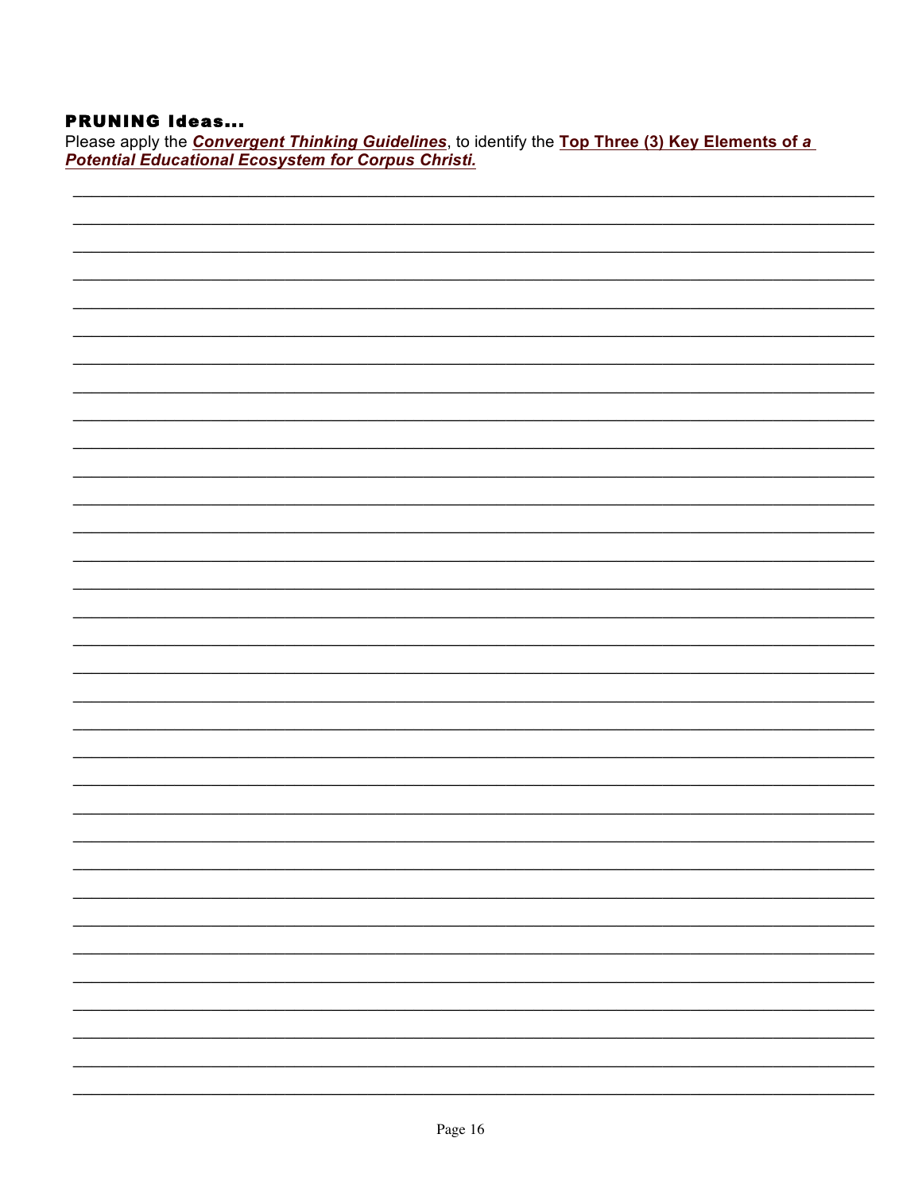### PRUNING Ideas...

Please apply the ***Convergent Thinking Guidelines***, to identify the **Top Three (3) Key Elements of *a Potential Educational Ecosystem for Corpus Christi.***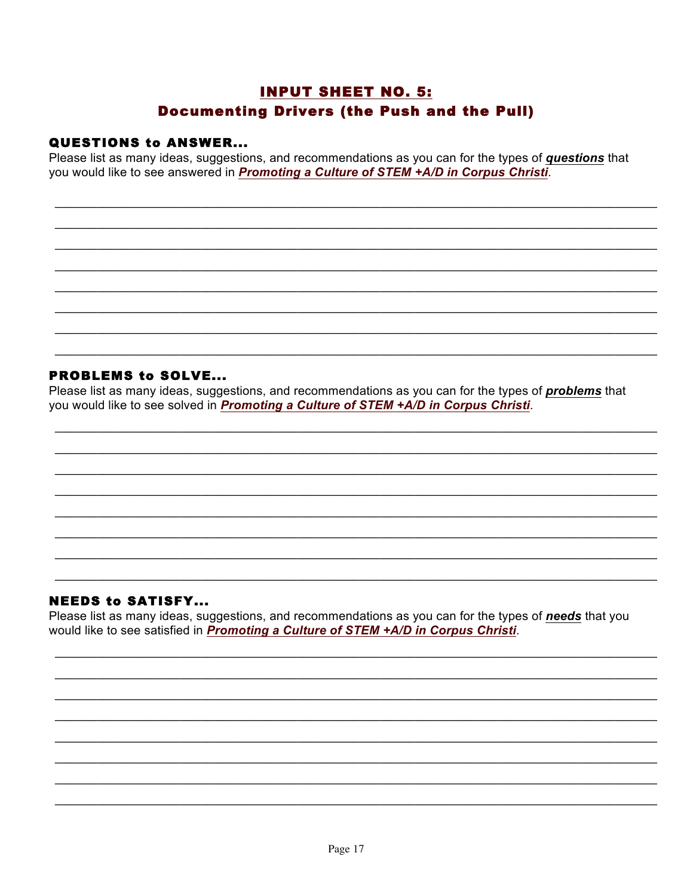## INPUT SHEET NO. 5:
## Documenting Drivers (the Push and the Pull)

### QUESTIONS to ANSWER...

Please list as many ideas, suggestions, and recommendations as you can for the types of ***questions*** that you would like to see answered in ***Promoting a Culture of STEM +A/D in Corpus Christi***.

\_\_\_\_\_\_\_\_\_\_\_\_\_\_\_\_\_\_\_\_\_\_\_\_\_\_\_\_\_\_\_\_\_\_\_\_\_\_\_\_\_\_\_\_\_\_\_\_\_\_\_\_\_\_\_\_\_\_\_\_\_\_\_\_\_\_\_\_\_\_\_\_\_\_\_\_

\_\_\_\_\_\_\_\_\_\_\_\_\_\_\_\_\_\_\_\_\_\_\_\_\_\_\_\_\_\_\_\_\_\_\_\_\_\_\_\_\_\_\_\_\_\_\_\_\_\_\_\_\_\_\_\_\_\_\_\_\_\_\_\_\_\_\_\_\_\_\_\_\_\_\_\_

\_\_\_\_\_\_\_\_\_\_\_\_\_\_\_\_\_\_\_\_\_\_\_\_\_\_\_\_\_\_\_\_\_\_\_\_\_\_\_\_\_\_\_\_\_\_\_\_\_\_\_\_\_\_\_\_\_\_\_\_\_\_\_\_\_\_\_\_\_\_\_\_\_\_\_\_

\_\_\_\_\_\_\_\_\_\_\_\_\_\_\_\_\_\_\_\_\_\_\_\_\_\_\_\_\_\_\_\_\_\_\_\_\_\_\_\_\_\_\_\_\_\_\_\_\_\_\_\_\_\_\_\_\_\_\_\_\_\_\_\_\_\_\_\_\_\_\_\_\_\_\_\_

\_\_\_\_\_\_\_\_\_\_\_\_\_\_\_\_\_\_\_\_\_\_\_\_\_\_\_\_\_\_\_\_\_\_\_\_\_\_\_\_\_\_\_\_\_\_\_\_\_\_\_\_\_\_\_\_\_\_\_\_\_\_\_\_\_\_\_\_\_\_\_\_\_\_\_\_

\_\_\_\_\_\_\_\_\_\_\_\_\_\_\_\_\_\_\_\_\_\_\_\_\_\_\_\_\_\_\_\_\_\_\_\_\_\_\_\_\_\_\_\_\_\_\_\_\_\_\_\_\_\_\_\_\_\_\_\_\_\_\_\_\_\_\_\_\_\_\_\_\_\_\_\_

\_\_\_\_\_\_\_\_\_\_\_\_\_\_\_\_\_\_\_\_\_\_\_\_\_\_\_\_\_\_\_\_\_\_\_\_\_\_\_\_\_\_\_\_\_\_\_\_\_\_\_\_\_\_\_\_\_\_\_\_\_\_\_\_\_\_\_\_\_\_\_\_\_\_\_\_

\_\_\_\_\_\_\_\_\_\_\_\_\_\_\_\_\_\_\_\_\_\_\_\_\_\_\_\_\_\_\_\_\_\_\_\_\_\_\_\_\_\_\_\_\_\_\_\_\_\_\_\_\_\_\_\_\_\_\_\_\_\_\_\_\_\_\_\_\_\_\_\_\_\_\_\_

### PROBLEMS to SOLVE...

Please list as many ideas, suggestions, and recommendations as you can for the types of ***problems*** that you would like to see solved in ***Promoting a Culture of STEM +A/D in Corpus Christi***.

\_\_\_\_\_\_\_\_\_\_\_\_\_\_\_\_\_\_\_\_\_\_\_\_\_\_\_\_\_\_\_\_\_\_\_\_\_\_\_\_\_\_\_\_\_\_\_\_\_\_\_\_\_\_\_\_\_\_\_\_\_\_\_\_\_\_\_\_\_\_\_\_\_\_\_\_

\_\_\_\_\_\_\_\_\_\_\_\_\_\_\_\_\_\_\_\_\_\_\_\_\_\_\_\_\_\_\_\_\_\_\_\_\_\_\_\_\_\_\_\_\_\_\_\_\_\_\_\_\_\_\_\_\_\_\_\_\_\_\_\_\_\_\_\_\_\_\_\_\_\_\_\_

\_\_\_\_\_\_\_\_\_\_\_\_\_\_\_\_\_\_\_\_\_\_\_\_\_\_\_\_\_\_\_\_\_\_\_\_\_\_\_\_\_\_\_\_\_\_\_\_\_\_\_\_\_\_\_\_\_\_\_\_\_\_\_\_\_\_\_\_\_\_\_\_\_\_\_\_

\_\_\_\_\_\_\_\_\_\_\_\_\_\_\_\_\_\_\_\_\_\_\_\_\_\_\_\_\_\_\_\_\_\_\_\_\_\_\_\_\_\_\_\_\_\_\_\_\_\_\_\_\_\_\_\_\_\_\_\_\_\_\_\_\_\_\_\_\_\_\_\_\_\_\_\_

\_\_\_\_\_\_\_\_\_\_\_\_\_\_\_\_\_\_\_\_\_\_\_\_\_\_\_\_\_\_\_\_\_\_\_\_\_\_\_\_\_\_\_\_\_\_\_\_\_\_\_\_\_\_\_\_\_\_\_\_\_\_\_\_\_\_\_\_\_\_\_\_\_\_\_\_

\_\_\_\_\_\_\_\_\_\_\_\_\_\_\_\_\_\_\_\_\_\_\_\_\_\_\_\_\_\_\_\_\_\_\_\_\_\_\_\_\_\_\_\_\_\_\_\_\_\_\_\_\_\_\_\_\_\_\_\_\_\_\_\_\_\_\_\_\_\_\_\_\_\_\_\_

\_\_\_\_\_\_\_\_\_\_\_\_\_\_\_\_\_\_\_\_\_\_\_\_\_\_\_\_\_\_\_\_\_\_\_\_\_\_\_\_\_\_\_\_\_\_\_\_\_\_\_\_\_\_\_\_\_\_\_\_\_\_\_\_\_\_\_\_\_\_\_\_\_\_\_\_

\_\_\_\_\_\_\_\_\_\_\_\_\_\_\_\_\_\_\_\_\_\_\_\_\_\_\_\_\_\_\_\_\_\_\_\_\_\_\_\_\_\_\_\_\_\_\_\_\_\_\_\_\_\_\_\_\_\_\_\_\_\_\_\_\_\_\_\_\_\_\_\_\_\_\_\_

### NEEDS to SATISFY...

Please list as many ideas, suggestions, and recommendations as you can for the types of ***needs*** that you would like to see satisfied in ***Promoting a Culture of STEM +A/D in Corpus Christi***.

\_\_\_\_\_\_\_\_\_\_\_\_\_\_\_\_\_\_\_\_\_\_\_\_\_\_\_\_\_\_\_\_\_\_\_\_\_\_\_\_\_\_\_\_\_\_\_\_\_\_\_\_\_\_\_\_\_\_\_\_\_\_\_\_\_\_\_\_\_\_\_\_\_\_\_\_

\_\_\_\_\_\_\_\_\_\_\_\_\_\_\_\_\_\_\_\_\_\_\_\_\_\_\_\_\_\_\_\_\_\_\_\_\_\_\_\_\_\_\_\_\_\_\_\_\_\_\_\_\_\_\_\_\_\_\_\_\_\_\_\_\_\_\_\_\_\_\_\_\_\_\_\_

\_\_\_\_\_\_\_\_\_\_\_\_\_\_\_\_\_\_\_\_\_\_\_\_\_\_\_\_\_\_\_\_\_\_\_\_\_\_\_\_\_\_\_\_\_\_\_\_\_\_\_\_\_\_\_\_\_\_\_\_\_\_\_\_\_\_\_\_\_\_\_\_\_\_\_\_

\_\_\_\_\_\_\_\_\_\_\_\_\_\_\_\_\_\_\_\_\_\_\_\_\_\_\_\_\_\_\_\_\_\_\_\_\_\_\_\_\_\_\_\_\_\_\_\_\_\_\_\_\_\_\_\_\_\_\_\_\_\_\_\_\_\_\_\_\_\_\_\_\_\_\_\_

\_\_\_\_\_\_\_\_\_\_\_\_\_\_\_\_\_\_\_\_\_\_\_\_\_\_\_\_\_\_\_\_\_\_\_\_\_\_\_\_\_\_\_\_\_\_\_\_\_\_\_\_\_\_\_\_\_\_\_\_\_\_\_\_\_\_\_\_\_\_\_\_\_\_\_\_

\_\_\_\_\_\_\_\_\_\_\_\_\_\_\_\_\_\_\_\_\_\_\_\_\_\_\_\_\_\_\_\_\_\_\_\_\_\_\_\_\_\_\_\_\_\_\_\_\_\_\_\_\_\_\_\_\_\_\_\_\_\_\_\_\_\_\_\_\_\_\_\_\_\_\_\_

\_\_\_\_\_\_\_\_\_\_\_\_\_\_\_\_\_\_\_\_\_\_\_\_\_\_\_\_\_\_\_\_\_\_\_\_\_\_\_\_\_\_\_\_\_\_\_\_\_\_\_\_\_\_\_\_\_\_\_\_\_\_\_\_\_\_\_\_\_\_\_\_\_\_\_\_

\_\_\_\_\_\_\_\_\_\_\_\_\_\_\_\_\_\_\_\_\_\_\_\_\_\_\_\_\_\_\_\_\_\_\_\_\_\_\_\_\_\_\_\_\_\_\_\_\_\_\_\_\_\_\_\_\_\_\_\_\_\_\_\_\_\_\_\_\_\_\_\_\_\_\_\_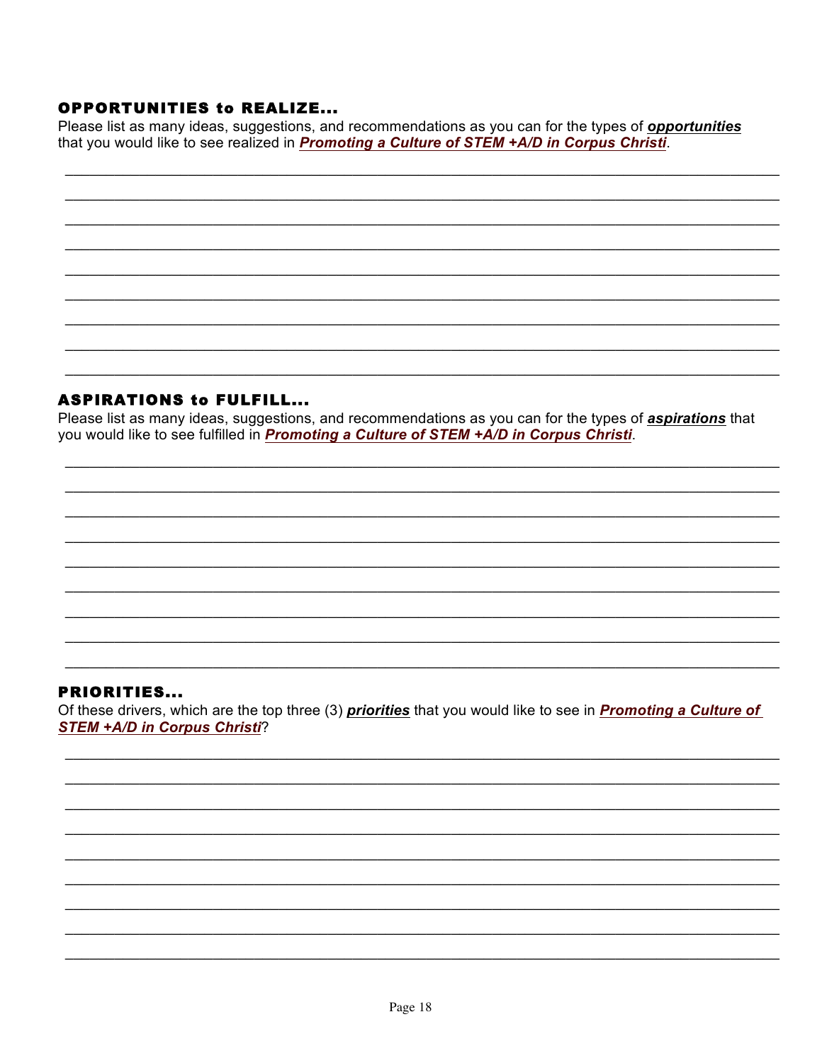### OPPORTUNITIES to REALIZE...

Please list as many ideas, suggestions, and recommendations as you can for the types of ***opportunities*** that you would like to see realized in ***Promoting a Culture of STEM +A/D in Corpus Christi***.

_______________________________________________________________________________

_______________________________________________________________________________

_______________________________________________________________________________

_______________________________________________________________________________

_______________________________________________________________________________

_______________________________________________________________________________

_______________________________________________________________________________

_______________________________________________________________________________

_______________________________________________________________________________

### ASPIRATIONS to FULFILL...

Please list as many ideas, suggestions, and recommendations as you can for the types of ***aspirations*** that you would like to see fulfilled in ***Promoting a Culture of STEM +A/D in Corpus Christi***.

_______________________________________________________________________________

_______________________________________________________________________________

_______________________________________________________________________________

_______________________________________________________________________________

_______________________________________________________________________________

_______________________________________________________________________________

_______________________________________________________________________________

_______________________________________________________________________________

_______________________________________________________________________________

### PRIORITIES...

Of these drivers, which are the top three (3) ***priorities*** that you would like to see in ***Promoting a Culture of STEM +A/D in Corpus Christi***?

_______________________________________________________________________________

_______________________________________________________________________________

_______________________________________________________________________________

_______________________________________________________________________________

_______________________________________________________________________________

_______________________________________________________________________________

_______________________________________________________________________________

_______________________________________________________________________________

_______________________________________________________________________________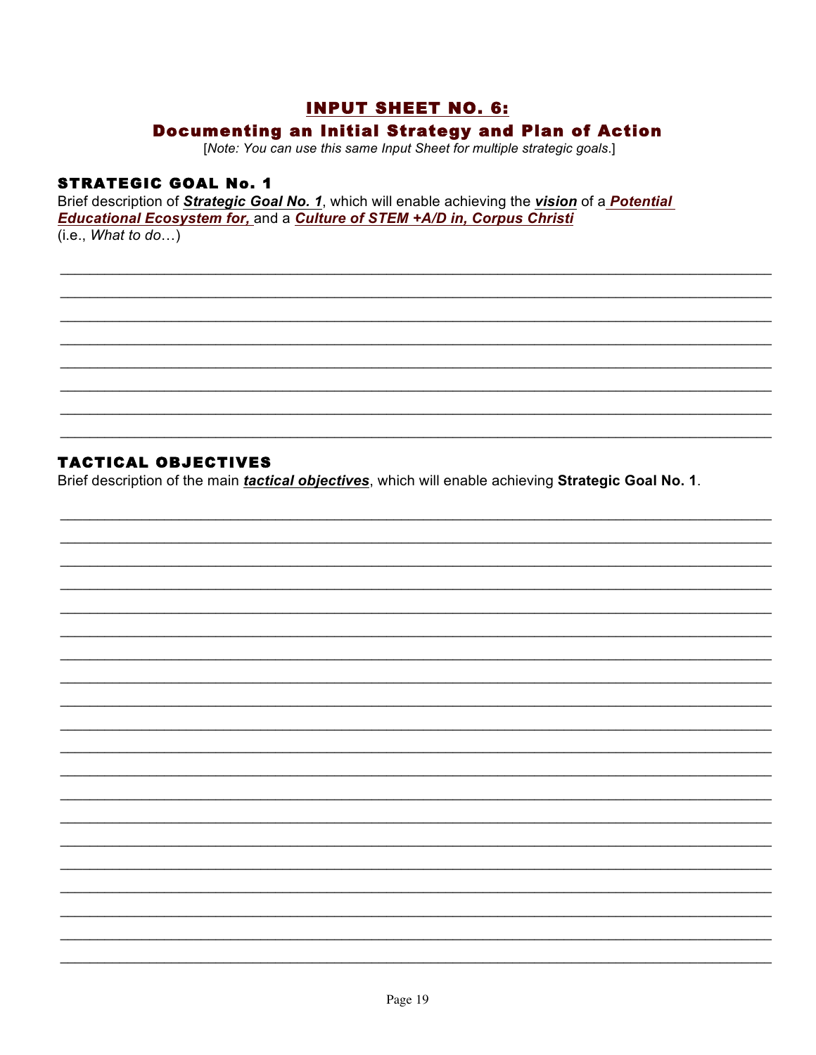## INPUT SHEET NO. 6:

## Documenting an Initial Strategy and Plan of Action

[*Note: You can use this same Input Sheet for multiple strategic goals*.]

### STRATEGIC GOAL No. 1

Brief description of ***Strategic Goal No. 1***, which will enable achieving the ***vision*** of a ***Potential Educational Ecosystem for,*** and a ***Culture of STEM +A/D in, Corpus Christi***
(i.e., *What to do…*)

________________________________________________________________________________
________________________________________________________________________________
________________________________________________________________________________
________________________________________________________________________________
________________________________________________________________________________
________________________________________________________________________________
________________________________________________________________________________
________________________________________________________________________________

### TACTICAL OBJECTIVES

Brief description of the main ***tactical objectives***, which will enable achieving **Strategic Goal No. 1**.

________________________________________________________________________________
________________________________________________________________________________
________________________________________________________________________________
________________________________________________________________________________
________________________________________________________________________________
________________________________________________________________________________
________________________________________________________________________________
________________________________________________________________________________
________________________________________________________________________________
________________________________________________________________________________
________________________________________________________________________________
________________________________________________________________________________
________________________________________________________________________________
________________________________________________________________________________
________________________________________________________________________________
________________________________________________________________________________
________________________________________________________________________________
________________________________________________________________________________
________________________________________________________________________________
________________________________________________________________________________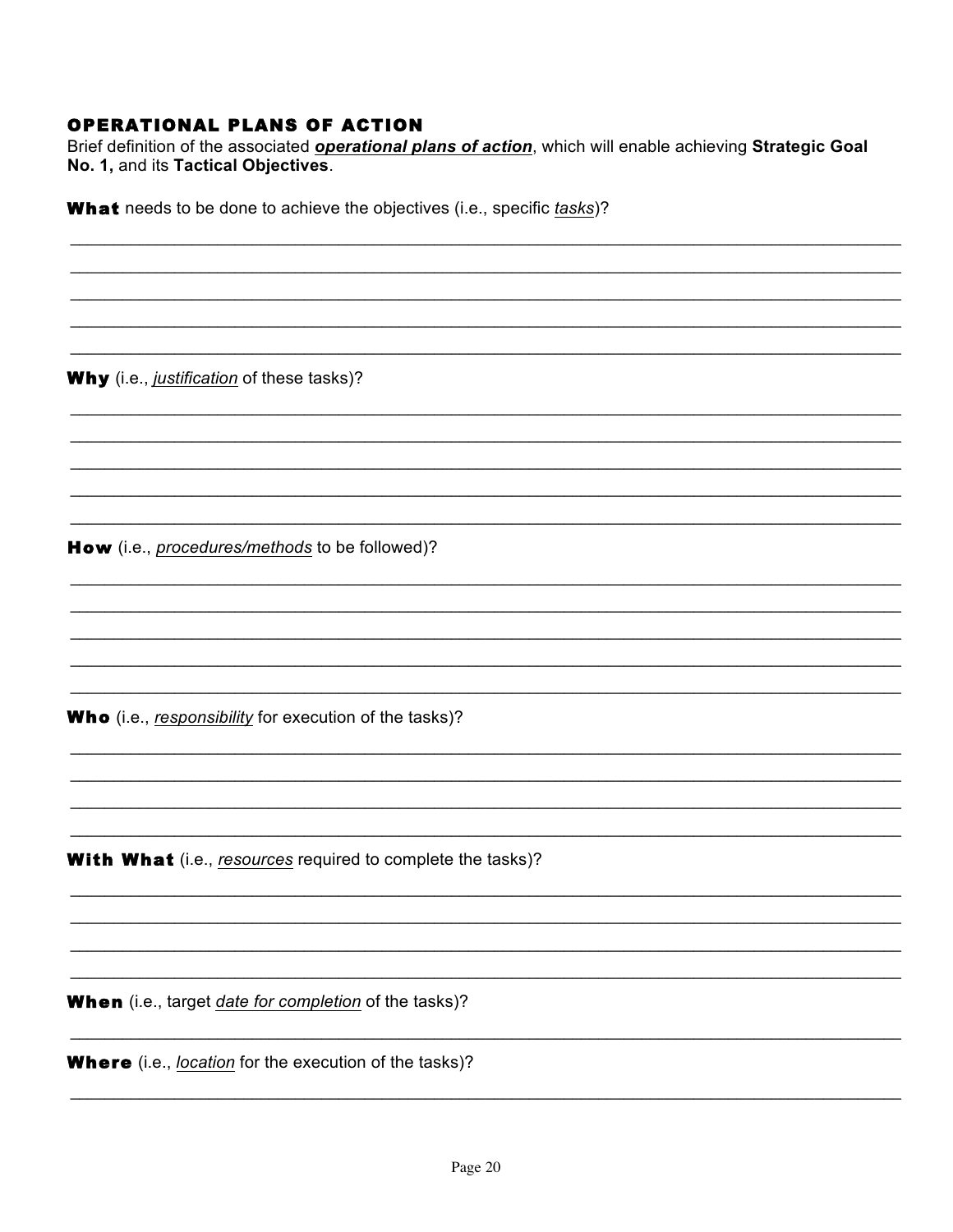## OPERATIONAL PLANS OF ACTION

Brief definition of the associated ***operational plans of action***, which will enable achieving **Strategic Goal No. 1,** and its **Tactical Objectives**.

**What** needs to be done to achieve the objectives (i.e., specific *tasks*)?

______________________________________________________________________________

______________________________________________________________________________

______________________________________________________________________________

______________________________________________________________________________

______________________________________________________________________________

**Why** (i.e., *justification* of these tasks)?

______________________________________________________________________________

______________________________________________________________________________

______________________________________________________________________________

______________________________________________________________________________

______________________________________________________________________________

**How** (i.e., *procedures/methods* to be followed)?

______________________________________________________________________________

______________________________________________________________________________

______________________________________________________________________________

______________________________________________________________________________

______________________________________________________________________________

**Who** (i.e., *responsibility* for execution of the tasks)?

______________________________________________________________________________

______________________________________________________________________________

______________________________________________________________________________

______________________________________________________________________________

**With What** (i.e., *resources* required to complete the tasks)?

______________________________________________________________________________

______________________________________________________________________________

______________________________________________________________________________

______________________________________________________________________________

**When** (i.e., target *date for completion* of the tasks)?

______________________________________________________________________________

**Where** (i.e., *location* for the execution of the tasks)?

______________________________________________________________________________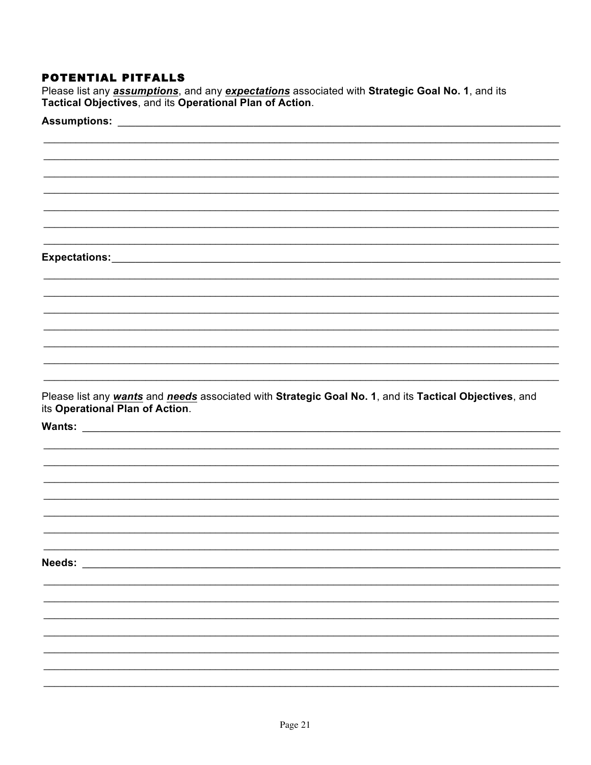## POTENTIAL PITFALLS

Please list any ***assumptions***, and any ***expectations*** associated with **Strategic Goal No. 1**, and its **Tactical Objectives**, and its **Operational Plan of Action**.

**Assumptions:** ______________________________________________________________________

______________________________________________________________________________

______________________________________________________________________________

______________________________________________________________________________

______________________________________________________________________________

______________________________________________________________________________

______________________________________________________________________________

______________________________________________________________________________

**Expectations:**______________________________________________________________________

______________________________________________________________________________

______________________________________________________________________________

______________________________________________________________________________

______________________________________________________________________________

______________________________________________________________________________

______________________________________________________________________________

______________________________________________________________________________

Please list any ***wants*** and ***needs*** associated with **Strategic Goal No. 1**, and its **Tactical Objectives**, and its **Operational Plan of Action**.

**Wants:** ______________________________________________________________________

______________________________________________________________________________

______________________________________________________________________________

______________________________________________________________________________

______________________________________________________________________________

______________________________________________________________________________

______________________________________________________________________________

______________________________________________________________________________

**Needs:** ______________________________________________________________________

______________________________________________________________________________

______________________________________________________________________________

______________________________________________________________________________

______________________________________________________________________________

______________________________________________________________________________

______________________________________________________________________________

______________________________________________________________________________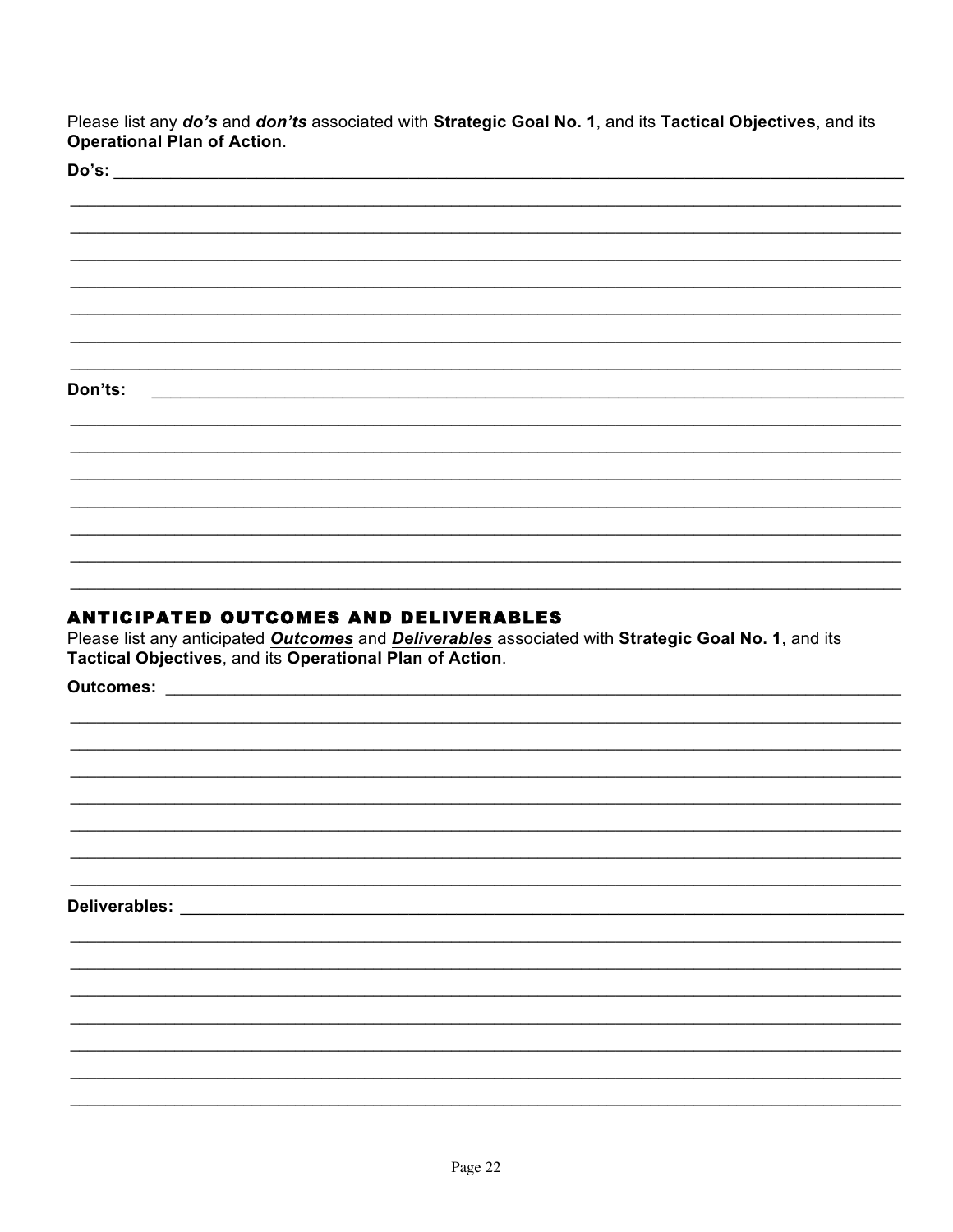Please list any ***do's*** and ***don'ts*** associated with **Strategic Goal No. 1**, and its **Tactical Objectives**, and its **Operational Plan of Action**.

**Do's:** ______________________________________________________________________________

______________________________________________________________________________

______________________________________________________________________________

______________________________________________________________________________

______________________________________________________________________________

______________________________________________________________________________

______________________________________________________________________________

______________________________________________________________________________

**Don'ts:** ______________________________________________________________________________

______________________________________________________________________________

______________________________________________________________________________

______________________________________________________________________________

______________________________________________________________________________

______________________________________________________________________________

______________________________________________________________________________

______________________________________________________________________________

## ANTICIPATED OUTCOMES AND DELIVERABLES

Please list any anticipated ***Outcomes*** and ***Deliverables*** associated with **Strategic Goal No. 1**, and its **Tactical Objectives**, and its **Operational Plan of Action**.

**Outcomes:** ______________________________________________________________________________

______________________________________________________________________________

______________________________________________________________________________

______________________________________________________________________________

______________________________________________________________________________

______________________________________________________________________________

______________________________________________________________________________

______________________________________________________________________________

**Deliverables:** ______________________________________________________________________________

______________________________________________________________________________

______________________________________________________________________________

______________________________________________________________________________

______________________________________________________________________________

______________________________________________________________________________

______________________________________________________________________________

______________________________________________________________________________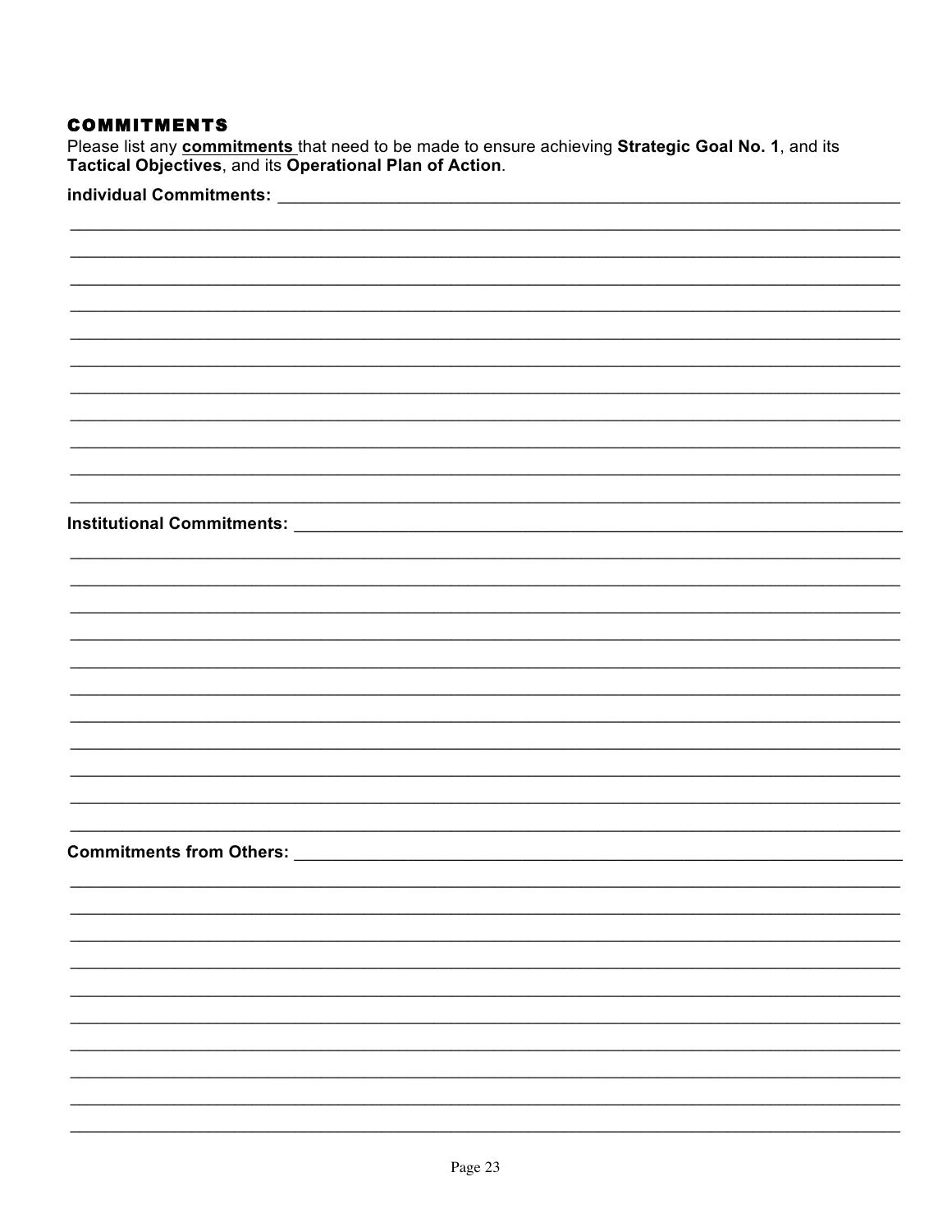## COMMITMENTS

Please list any **commitments** that need to be made to ensure achieving **Strategic Goal No. 1**, and its **Tactical Objectives**, and its **Operational Plan of Action**.

**individual Commitments:** ______________________________________________________________________

______________________________________________________________________________________________

______________________________________________________________________________________________

______________________________________________________________________________________________

______________________________________________________________________________________________

______________________________________________________________________________________________

______________________________________________________________________________________________

______________________________________________________________________________________________

______________________________________________________________________________________________

______________________________________________________________________________________________

______________________________________________________________________________________________

**Institutional Commitments:** ____________________________________________________________________

______________________________________________________________________________________________

______________________________________________________________________________________________

______________________________________________________________________________________________

______________________________________________________________________________________________

______________________________________________________________________________________________

______________________________________________________________________________________________

______________________________________________________________________________________________

______________________________________________________________________________________________

______________________________________________________________________________________________

______________________________________________________________________________________________

**Commitments from Others:** ____________________________________________________________________

______________________________________________________________________________________________

______________________________________________________________________________________________

______________________________________________________________________________________________

______________________________________________________________________________________________

______________________________________________________________________________________________

______________________________________________________________________________________________

______________________________________________________________________________________________

______________________________________________________________________________________________

______________________________________________________________________________________________

______________________________________________________________________________________________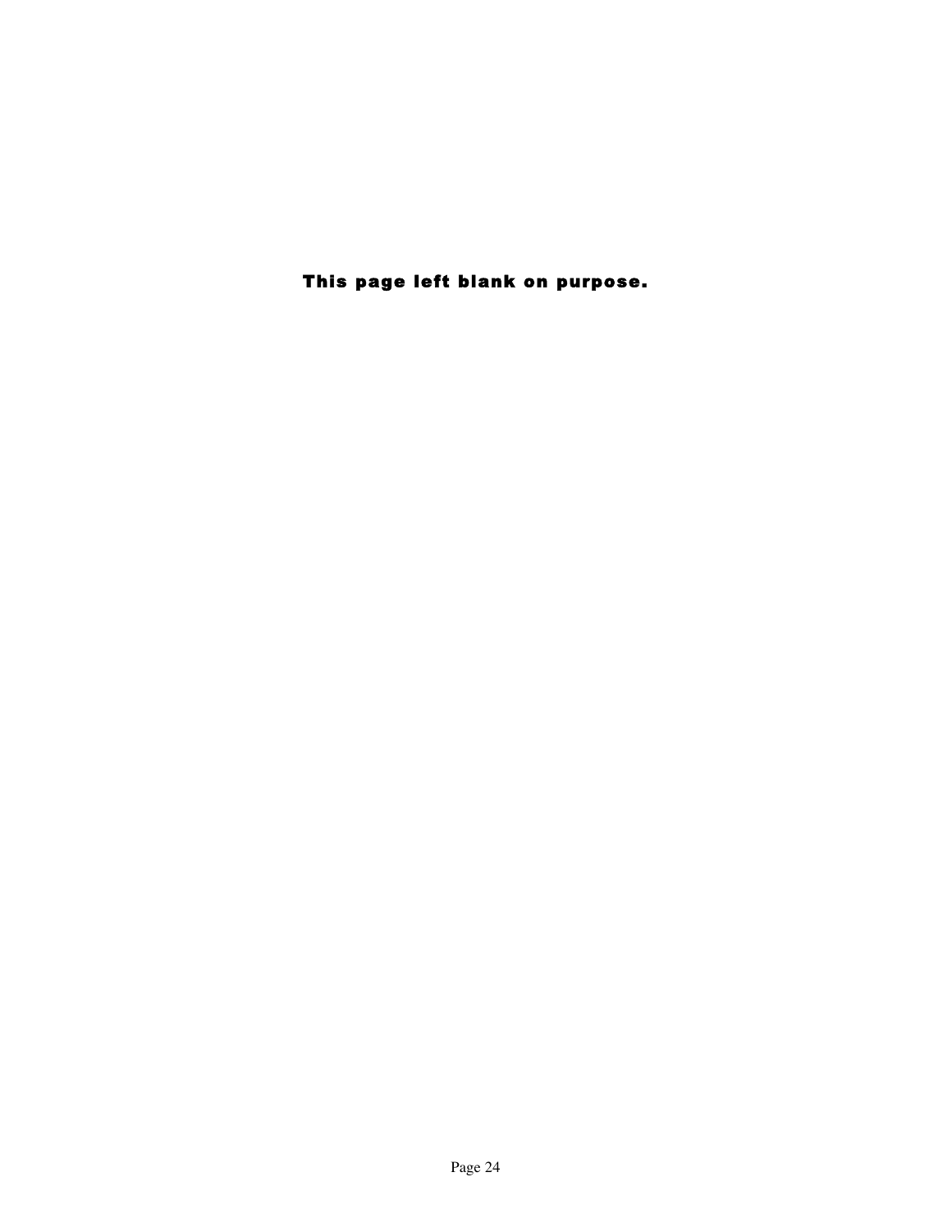**This page left blank on purpose.**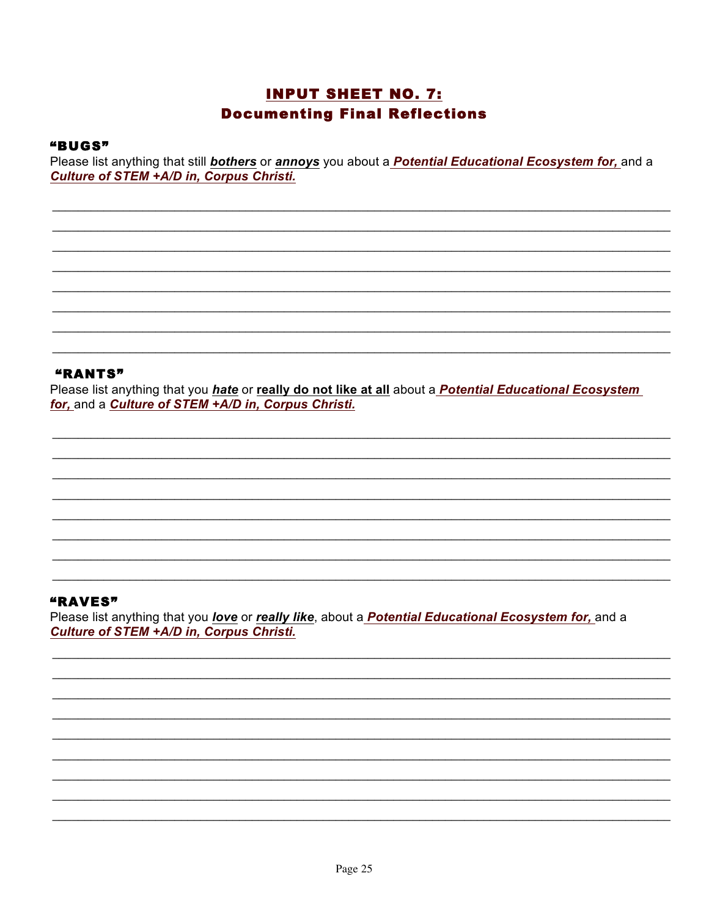## INPUT SHEET NO. 7:
## Documenting Final Reflections

**"BUGS"**

Please list anything that still ***bothers*** or ***annoys*** you about a ***Potential Educational Ecosystem for,*** and a ***Culture of STEM +A/D in, Corpus Christi.***

**"RANTS"**

Please list anything that you ***hate*** or **really do not like at all** about a ***Potential Educational Ecosystem for,*** and a ***Culture of STEM +A/D in, Corpus Christi.***

**"RAVES"**

Please list anything that you ***love*** or ***really like***, about a ***Potential Educational Ecosystem for,*** and a ***Culture of STEM +A/D in, Corpus Christi.***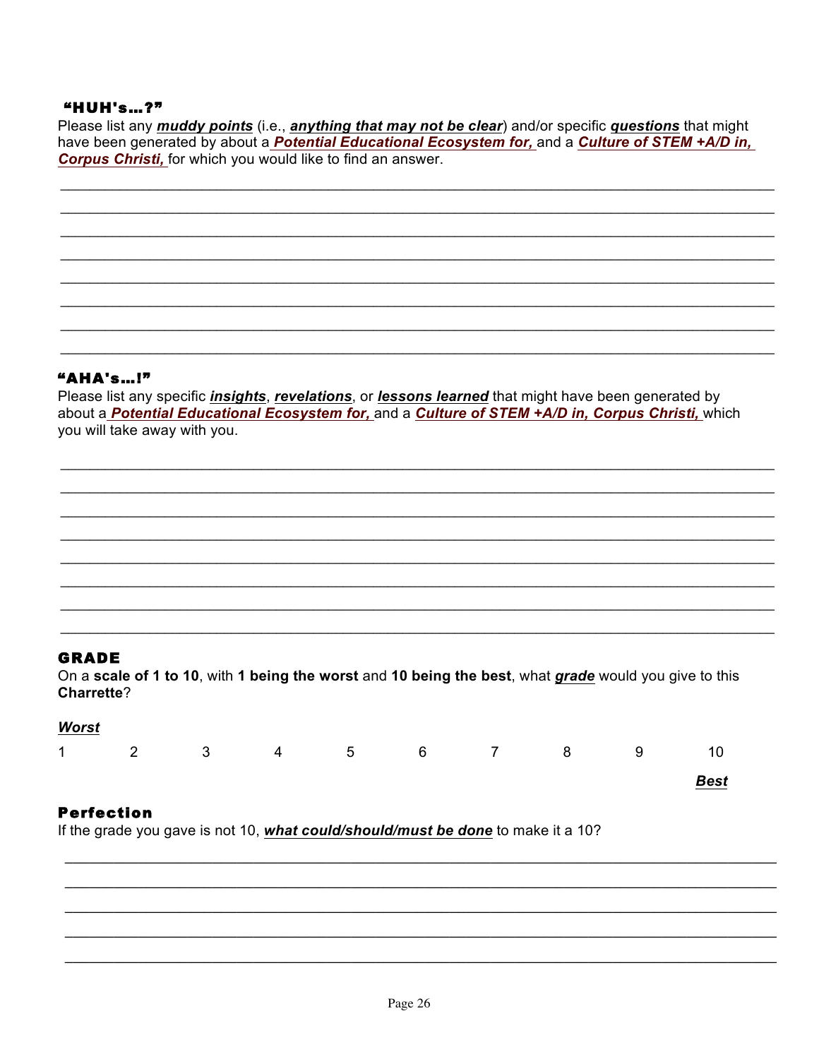### "HUH's…?"

Please list any ***muddy points*** (i.e., ***anything that may not be clear***) and/or specific ***questions*** that might have been generated by about a ***Potential Educational Ecosystem for,*** and a ***Culture of STEM +A/D in, Corpus Christi,*** for which you would like to find an answer.

\_\_\_\_\_\_\_\_\_\_\_\_\_\_\_\_\_\_\_\_\_\_\_\_\_\_\_\_\_\_\_\_\_\_\_\_\_\_\_\_\_\_\_\_\_\_\_\_\_\_\_\_\_\_\_\_\_\_\_\_\_\_\_\_\_\_\_\_\_\_\_\_\_\_\_\_\_\_

\_\_\_\_\_\_\_\_\_\_\_\_\_\_\_\_\_\_\_\_\_\_\_\_\_\_\_\_\_\_\_\_\_\_\_\_\_\_\_\_\_\_\_\_\_\_\_\_\_\_\_\_\_\_\_\_\_\_\_\_\_\_\_\_\_\_\_\_\_\_\_\_\_\_\_\_\_\_

\_\_\_\_\_\_\_\_\_\_\_\_\_\_\_\_\_\_\_\_\_\_\_\_\_\_\_\_\_\_\_\_\_\_\_\_\_\_\_\_\_\_\_\_\_\_\_\_\_\_\_\_\_\_\_\_\_\_\_\_\_\_\_\_\_\_\_\_\_\_\_\_\_\_\_\_\_\_

\_\_\_\_\_\_\_\_\_\_\_\_\_\_\_\_\_\_\_\_\_\_\_\_\_\_\_\_\_\_\_\_\_\_\_\_\_\_\_\_\_\_\_\_\_\_\_\_\_\_\_\_\_\_\_\_\_\_\_\_\_\_\_\_\_\_\_\_\_\_\_\_\_\_\_\_\_\_

\_\_\_\_\_\_\_\_\_\_\_\_\_\_\_\_\_\_\_\_\_\_\_\_\_\_\_\_\_\_\_\_\_\_\_\_\_\_\_\_\_\_\_\_\_\_\_\_\_\_\_\_\_\_\_\_\_\_\_\_\_\_\_\_\_\_\_\_\_\_\_\_\_\_\_\_\_\_

\_\_\_\_\_\_\_\_\_\_\_\_\_\_\_\_\_\_\_\_\_\_\_\_\_\_\_\_\_\_\_\_\_\_\_\_\_\_\_\_\_\_\_\_\_\_\_\_\_\_\_\_\_\_\_\_\_\_\_\_\_\_\_\_\_\_\_\_\_\_\_\_\_\_\_\_\_\_

\_\_\_\_\_\_\_\_\_\_\_\_\_\_\_\_\_\_\_\_\_\_\_\_\_\_\_\_\_\_\_\_\_\_\_\_\_\_\_\_\_\_\_\_\_\_\_\_\_\_\_\_\_\_\_\_\_\_\_\_\_\_\_\_\_\_\_\_\_\_\_\_\_\_\_\_\_\_

\_\_\_\_\_\_\_\_\_\_\_\_\_\_\_\_\_\_\_\_\_\_\_\_\_\_\_\_\_\_\_\_\_\_\_\_\_\_\_\_\_\_\_\_\_\_\_\_\_\_\_\_\_\_\_\_\_\_\_\_\_\_\_\_\_\_\_\_\_\_\_\_\_\_\_\_\_\_

### "AHA's…!"

Please list any specific ***insights***, ***revelations***, or ***lessons learned*** that might have been generated by about a ***Potential Educational Ecosystem for,*** and a ***Culture of STEM +A/D in, Corpus Christi,*** which you will take away with you.

\_\_\_\_\_\_\_\_\_\_\_\_\_\_\_\_\_\_\_\_\_\_\_\_\_\_\_\_\_\_\_\_\_\_\_\_\_\_\_\_\_\_\_\_\_\_\_\_\_\_\_\_\_\_\_\_\_\_\_\_\_\_\_\_\_\_\_\_\_\_\_\_\_\_\_\_\_\_

\_\_\_\_\_\_\_\_\_\_\_\_\_\_\_\_\_\_\_\_\_\_\_\_\_\_\_\_\_\_\_\_\_\_\_\_\_\_\_\_\_\_\_\_\_\_\_\_\_\_\_\_\_\_\_\_\_\_\_\_\_\_\_\_\_\_\_\_\_\_\_\_\_\_\_\_\_\_

\_\_\_\_\_\_\_\_\_\_\_\_\_\_\_\_\_\_\_\_\_\_\_\_\_\_\_\_\_\_\_\_\_\_\_\_\_\_\_\_\_\_\_\_\_\_\_\_\_\_\_\_\_\_\_\_\_\_\_\_\_\_\_\_\_\_\_\_\_\_\_\_\_\_\_\_\_\_

\_\_\_\_\_\_\_\_\_\_\_\_\_\_\_\_\_\_\_\_\_\_\_\_\_\_\_\_\_\_\_\_\_\_\_\_\_\_\_\_\_\_\_\_\_\_\_\_\_\_\_\_\_\_\_\_\_\_\_\_\_\_\_\_\_\_\_\_\_\_\_\_\_\_\_\_\_\_

\_\_\_\_\_\_\_\_\_\_\_\_\_\_\_\_\_\_\_\_\_\_\_\_\_\_\_\_\_\_\_\_\_\_\_\_\_\_\_\_\_\_\_\_\_\_\_\_\_\_\_\_\_\_\_\_\_\_\_\_\_\_\_\_\_\_\_\_\_\_\_\_\_\_\_\_\_\_

\_\_\_\_\_\_\_\_\_\_\_\_\_\_\_\_\_\_\_\_\_\_\_\_\_\_\_\_\_\_\_\_\_\_\_\_\_\_\_\_\_\_\_\_\_\_\_\_\_\_\_\_\_\_\_\_\_\_\_\_\_\_\_\_\_\_\_\_\_\_\_\_\_\_\_\_\_\_

\_\_\_\_\_\_\_\_\_\_\_\_\_\_\_\_\_\_\_\_\_\_\_\_\_\_\_\_\_\_\_\_\_\_\_\_\_\_\_\_\_\_\_\_\_\_\_\_\_\_\_\_\_\_\_\_\_\_\_\_\_\_\_\_\_\_\_\_\_\_\_\_\_\_\_\_\_\_

\_\_\_\_\_\_\_\_\_\_\_\_\_\_\_\_\_\_\_\_\_\_\_\_\_\_\_\_\_\_\_\_\_\_\_\_\_\_\_\_\_\_\_\_\_\_\_\_\_\_\_\_\_\_\_\_\_\_\_\_\_\_\_\_\_\_\_\_\_\_\_\_\_\_\_\_\_\_

### GRADE

On a **scale of 1 to 10**, with **1 being the worst** and **10 being the best**, what ***grade*** would you give to this **Charrette**?

***Worst***

1 2 3 4 5 6 7 8 9 10

***Best***

### Perfection

If the grade you gave is not 10, ***what could/should/must be done*** to make it a 10?

\_\_\_\_\_\_\_\_\_\_\_\_\_\_\_\_\_\_\_\_\_\_\_\_\_\_\_\_\_\_\_\_\_\_\_\_\_\_\_\_\_\_\_\_\_\_\_\_\_\_\_\_\_\_\_\_\_\_\_\_\_\_\_\_\_\_\_\_\_\_\_\_\_\_\_\_\_\_

\_\_\_\_\_\_\_\_\_\_\_\_\_\_\_\_\_\_\_\_\_\_\_\_\_\_\_\_\_\_\_\_\_\_\_\_\_\_\_\_\_\_\_\_\_\_\_\_\_\_\_\_\_\_\_\_\_\_\_\_\_\_\_\_\_\_\_\_\_\_\_\_\_\_\_\_\_\_

\_\_\_\_\_\_\_\_\_\_\_\_\_\_\_\_\_\_\_\_\_\_\_\_\_\_\_\_\_\_\_\_\_\_\_\_\_\_\_\_\_\_\_\_\_\_\_\_\_\_\_\_\_\_\_\_\_\_\_\_\_\_\_\_\_\_\_\_\_\_\_\_\_\_\_\_\_\_

\_\_\_\_\_\_\_\_\_\_\_\_\_\_\_\_\_\_\_\_\_\_\_\_\_\_\_\_\_\_\_\_\_\_\_\_\_\_\_\_\_\_\_\_\_\_\_\_\_\_\_\_\_\_\_\_\_\_\_\_\_\_\_\_\_\_\_\_\_\_\_\_\_\_\_\_\_\_

\_\_\_\_\_\_\_\_\_\_\_\_\_\_\_\_\_\_\_\_\_\_\_\_\_\_\_\_\_\_\_\_\_\_\_\_\_\_\_\_\_\_\_\_\_\_\_\_\_\_\_\_\_\_\_\_\_\_\_\_\_\_\_\_\_\_\_\_\_\_\_\_\_\_\_\_\_\_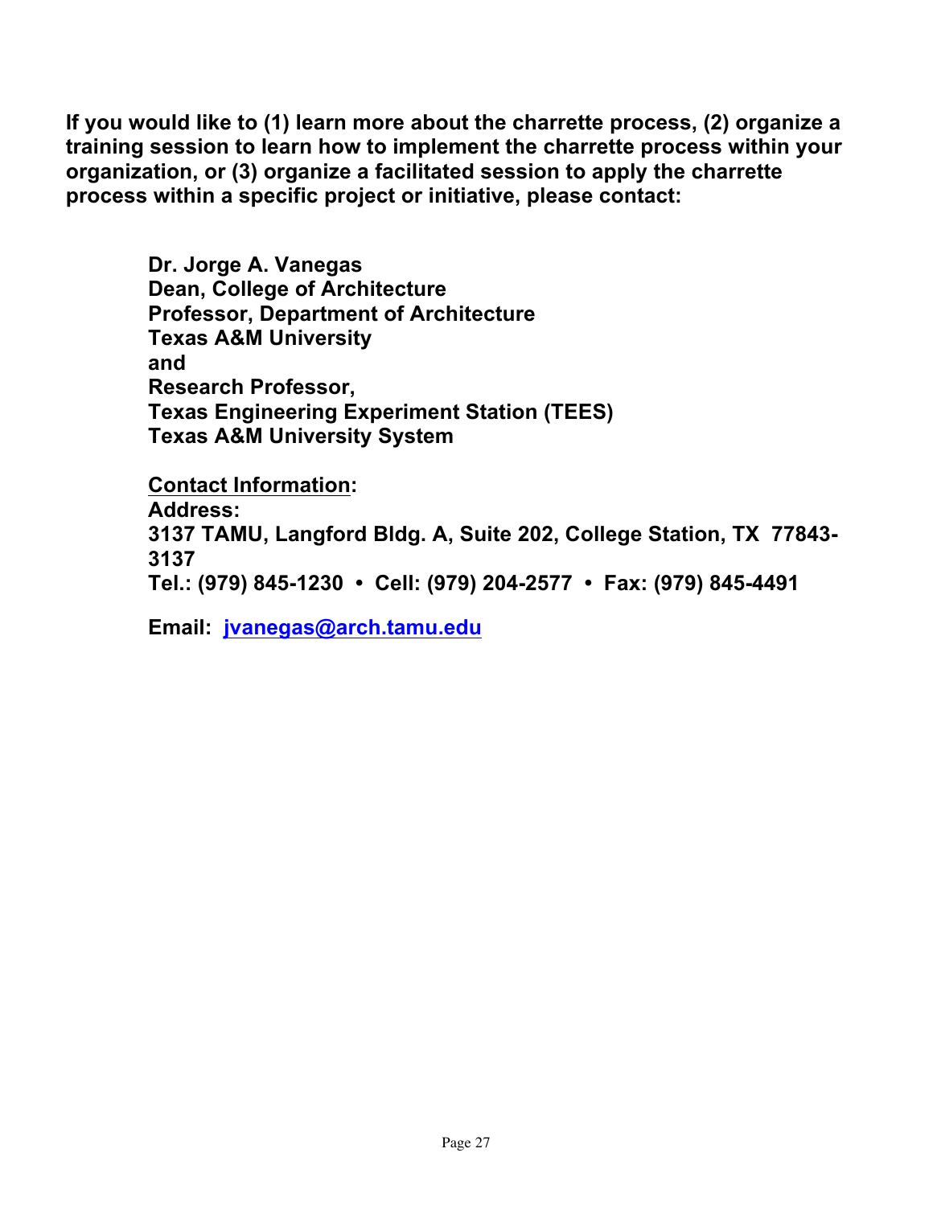**If you would like to (1) learn more about the charrette process, (2) organize a training session to learn how to implement the charrette process within your organization, or (3) organize a facilitated session to apply the charrette process within a specific project or initiative, please contact:**

**Dr. Jorge A. Vanegas**
**Dean, College of Architecture**
**Professor, Department of Architecture**
**Texas A&M University**
**and**
**Research Professor,**
**Texas Engineering Experiment Station (TEES)**
**Texas A&M University System**

**Contact Information:**
**Address:**
**3137 TAMU, Langford Bldg. A, Suite 202, College Station, TX 77843-3137**
**Tel.: (979) 845-1230 • Cell: (979) 204-2577 • Fax: (979) 845-4491**

**Email: jvanegas@arch.tamu.edu**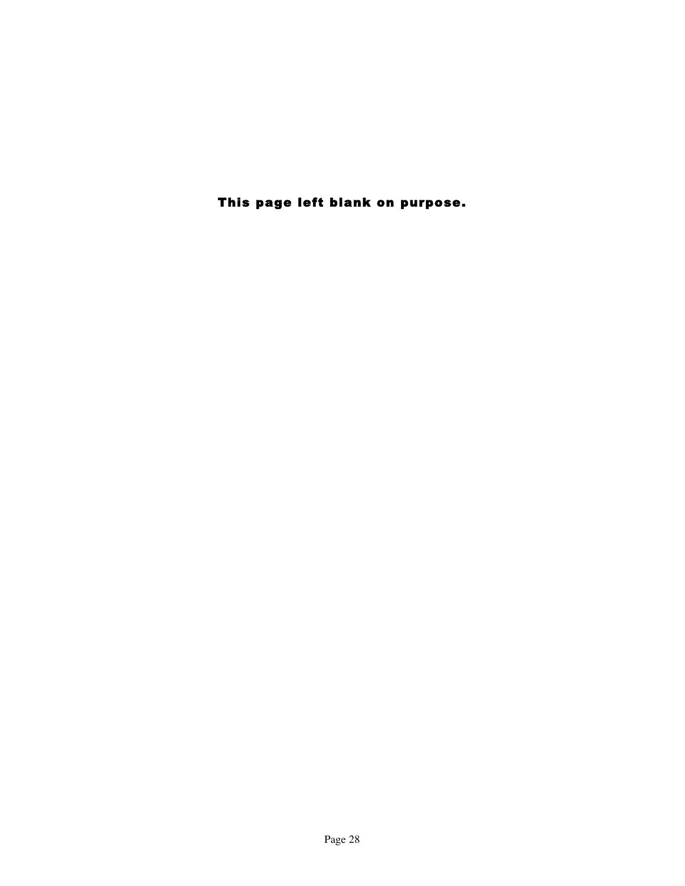This page left blank on purpose.